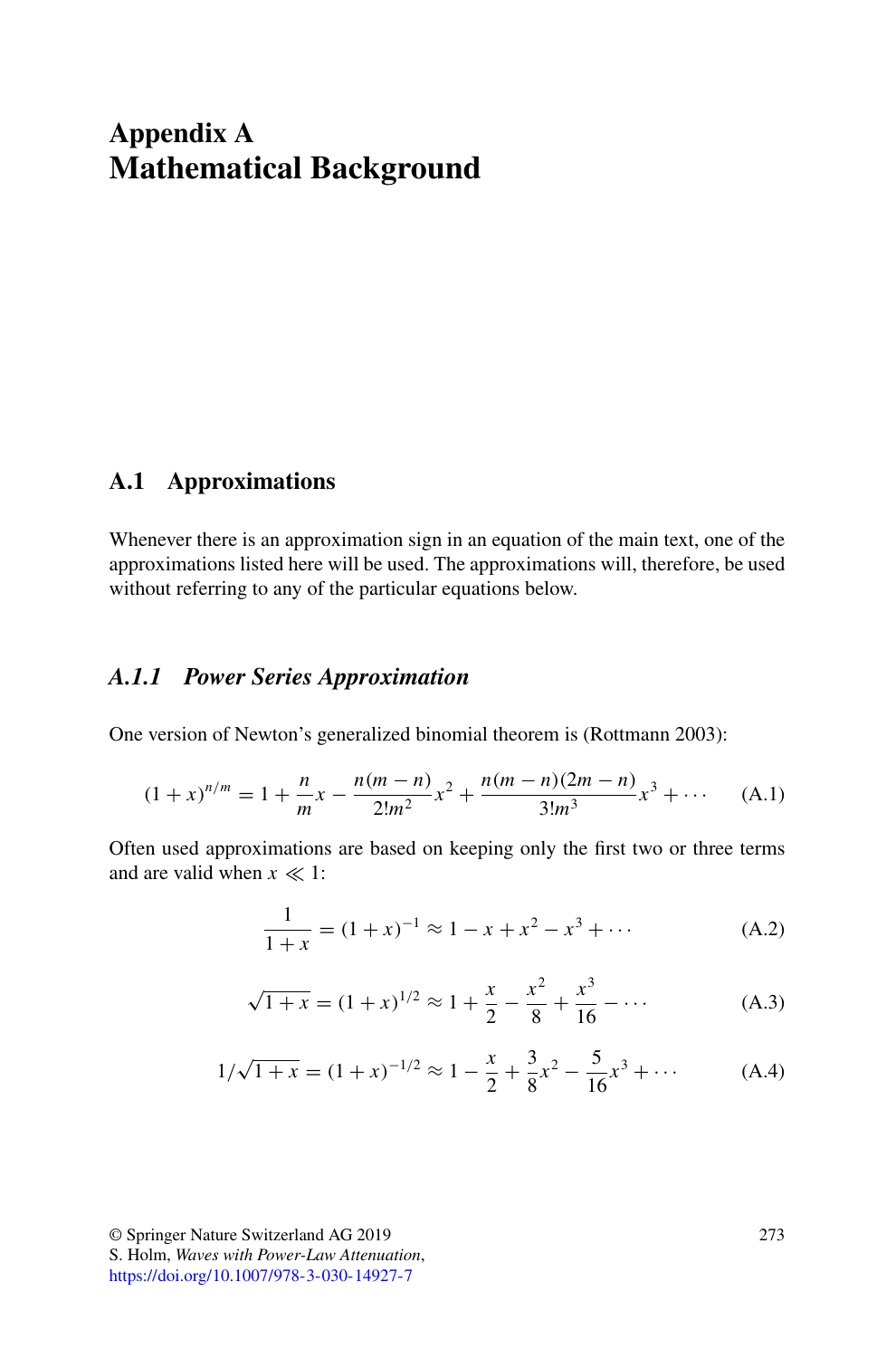# Appendix A
# Mathematical Background

## A.1 Approximations

Whenever there is an approximation sign in an equation of the main text, one of the approximations listed here will be used. The approximations will, therefore, be used without referring to any of the particular equations below.

### *A.1.1 Power Series Approximation*

One version of Newton's generalized binomial theorem is (Rottmann 2003):

$$(1+x)^{n/m} = 1 + \frac{n}{m}x - \frac{n(m-n)}{2!m^2}x^2 + \frac{n(m-n)(2m-n)}{3!m^3}x^3 + \cdots \quad \text{(A.1)}$$

Often used approximations are based on keeping only the first two or three terms and are valid when $x \ll 1$:

$$\frac{1}{1+x} = (1+x)^{-1} \approx 1 - x + x^2 - x^3 + \cdots \quad \text{(A.2)}$$

$$\sqrt{1+x} = (1+x)^{1/2} \approx 1 + \frac{x}{2} - \frac{x^2}{8} + \frac{x^3}{16} - \cdots \quad \text{(A.3)}$$

$$1/\sqrt{1+x} = (1+x)^{-1/2} \approx 1 - \frac{x}{2} + \frac{3}{8}x^2 - \frac{5}{16}x^3 + \cdots \quad \text{(A.4)}$$

© Springer Nature Switzerland AG 2019
S. Holm, *Waves with Power-Law Attenuation*,
https://doi.org/10.1007/978-3-030-14927-7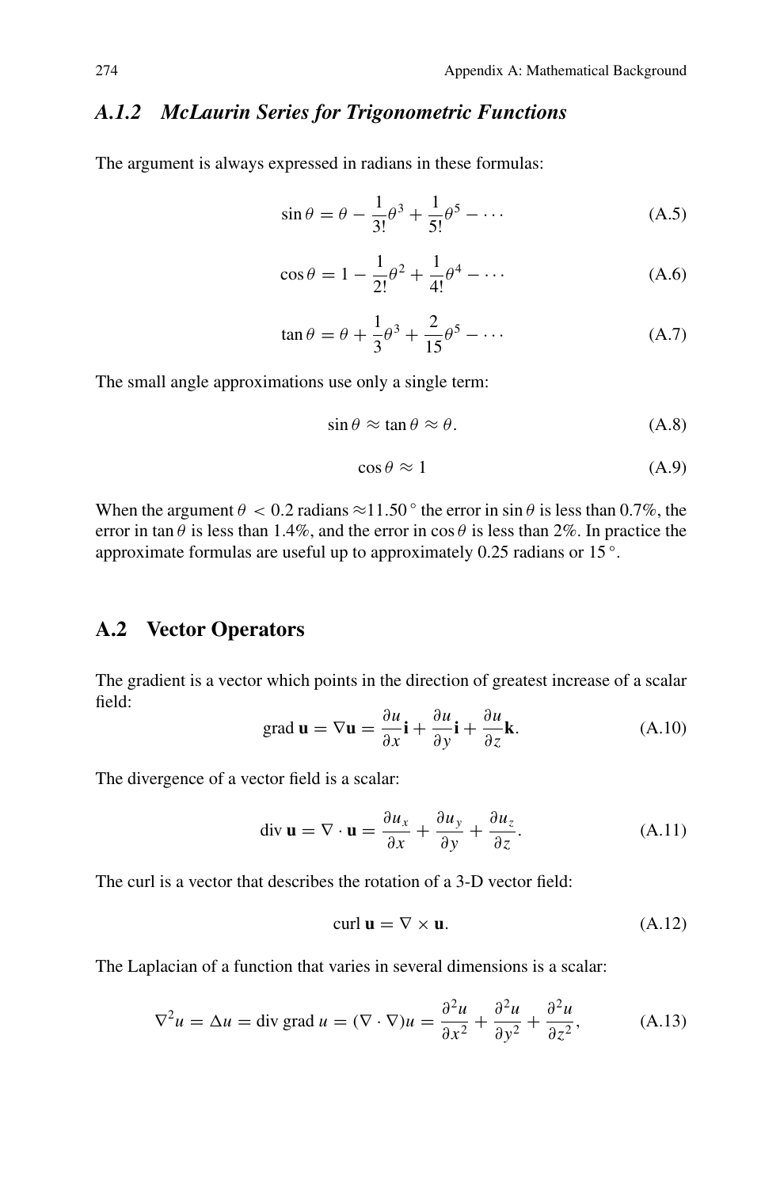### *A.1.2 McLaurin Series for Trigonometric Functions*

The argument is always expressed in radians in these formulas:

$$\sin\theta = \theta - \frac{1}{3!}\theta^3 + \frac{1}{5!}\theta^5 - \cdots \tag{A.5}$$

$$\cos\theta = 1 - \frac{1}{2!}\theta^2 + \frac{1}{4!}\theta^4 - \cdots \tag{A.6}$$

$$\tan\theta = \theta + \frac{1}{3}\theta^3 + \frac{2}{15}\theta^5 - \cdots \tag{A.7}$$

The small angle approximations use only a single term:

$$\sin\theta \approx \tan\theta \approx \theta. \tag{A.8}$$

$$\cos\theta \approx 1 \tag{A.9}$$

When the argument $\theta < 0.2$ radians $\approx 11.50^\circ$ the error in $\sin\theta$ is less than 0.7%, the error in $\tan\theta$ is less than 1.4%, and the error in $\cos\theta$ is less than 2%. In practice the approximate formulas are useful up to approximately 0.25 radians or $15^\circ$.

## A.2 Vector Operators

The gradient is a vector which points in the direction of greatest increase of a scalar field:

$$\text{grad}\,\mathbf{u} = \nabla\mathbf{u} = \frac{\partial u}{\partial x}\mathbf{i} + \frac{\partial u}{\partial y}\mathbf{i} + \frac{\partial u}{\partial z}\mathbf{k}. \tag{A.10}$$

The divergence of a vector field is a scalar:

$$\text{div}\,\mathbf{u} = \nabla \cdot \mathbf{u} = \frac{\partial u_x}{\partial x} + \frac{\partial u_y}{\partial y} + \frac{\partial u_z}{\partial z}. \tag{A.11}$$

The curl is a vector that describes the rotation of a 3-D vector field:

$$\text{curl}\,\mathbf{u} = \nabla \times \mathbf{u}. \tag{A.12}$$

The Laplacian of a function that varies in several dimensions is a scalar:

$$\nabla^2 u = \Delta u = \text{div grad}\,u = (\nabla \cdot \nabla)u = \frac{\partial^2 u}{\partial x^2} + \frac{\partial^2 u}{\partial y^2} + \frac{\partial^2 u}{\partial z^2}, \tag{A.13}$$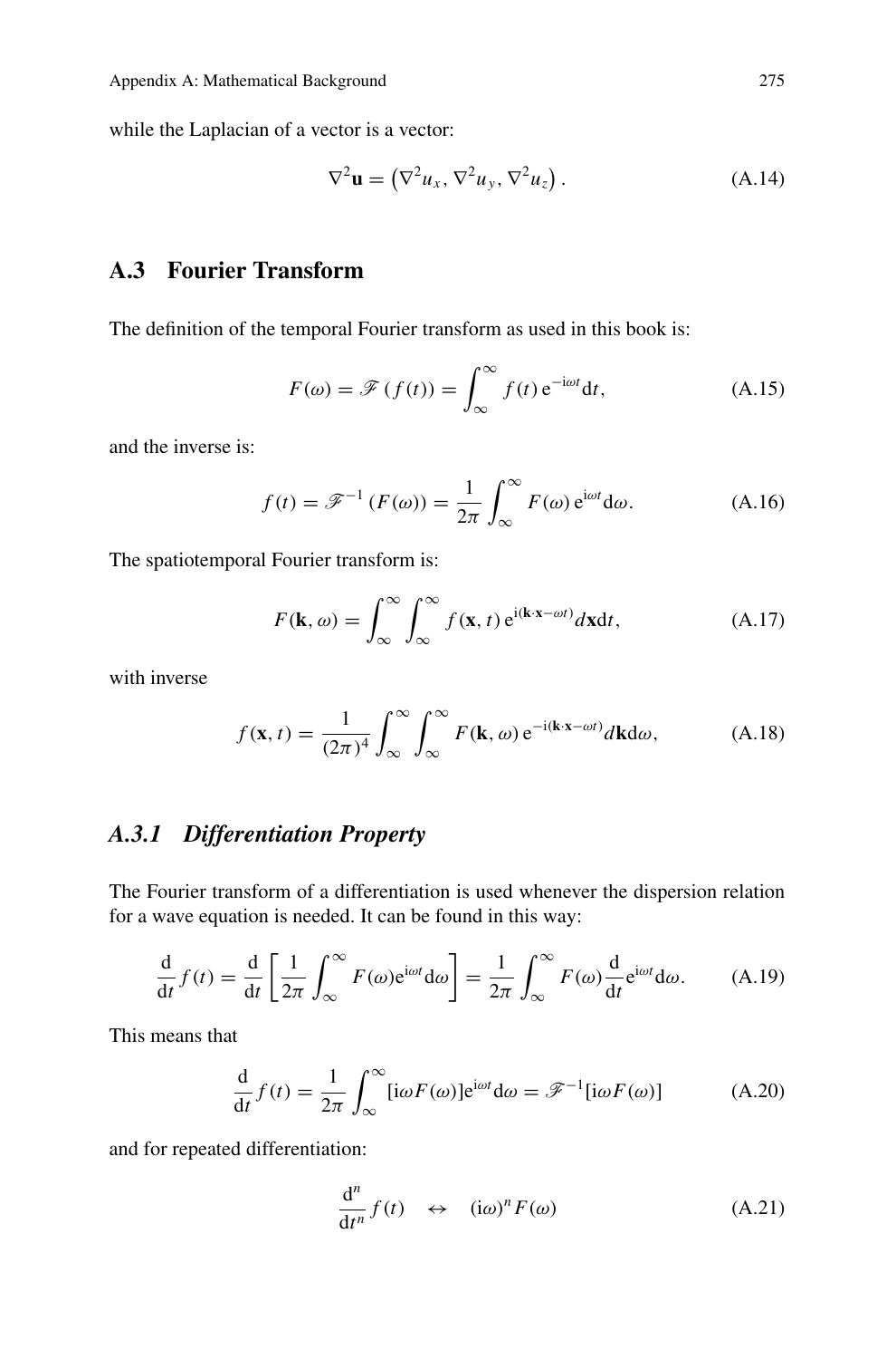while the Laplacian of a vector is a vector:

$$\nabla^2 \mathbf{u} = \left(\nabla^2 u_x, \nabla^2 u_y, \nabla^2 u_z\right). \tag{A.14}$$

## A.3 Fourier Transform

The definition of the temporal Fourier transform as used in this book is:

$$F(\omega) = \mathscr{F}\left(f(t)\right) = \int_{\infty}^{\infty} f(t)\, \mathrm{e}^{-\mathrm{i}\omega t} \mathrm{d}t, \tag{A.15}$$

and the inverse is:

$$f(t) = \mathscr{F}^{-1}\left(F(\omega)\right) = \frac{1}{2\pi} \int_{\infty}^{\infty} F(\omega)\, \mathrm{e}^{\mathrm{i}\omega t} \mathrm{d}\omega. \tag{A.16}$$

The spatiotemporal Fourier transform is:

$$F(\mathbf{k}, \omega) = \int_{\infty}^{\infty} \int_{\infty}^{\infty} f(\mathbf{x}, t)\, \mathrm{e}^{\mathrm{i}(\mathbf{k}\cdot\mathbf{x} - \omega t)} d\mathbf{x} \mathrm{d}t, \tag{A.17}$$

with inverse

$$f(\mathbf{x}, t) = \frac{1}{(2\pi)^4} \int_{\infty}^{\infty} \int_{\infty}^{\infty} F(\mathbf{k}, \omega)\, \mathrm{e}^{-\mathrm{i}(\mathbf{k}\cdot\mathbf{x} - \omega t)} d\mathbf{k} \mathrm{d}\omega, \tag{A.18}$$

### *A.3.1 Differentiation Property*

The Fourier transform of a differentiation is used whenever the dispersion relation for a wave equation is needed. It can be found in this way:

$$\frac{\mathrm{d}}{\mathrm{d}t} f(t) = \frac{\mathrm{d}}{\mathrm{d}t}\left[\frac{1}{2\pi} \int_{\infty}^{\infty} F(\omega) \mathrm{e}^{\mathrm{i}\omega t} \mathrm{d}\omega\right] = \frac{1}{2\pi} \int_{\infty}^{\infty} F(\omega) \frac{\mathrm{d}}{\mathrm{d}t} \mathrm{e}^{\mathrm{i}\omega t} \mathrm{d}\omega. \tag{A.19}$$

This means that

$$\frac{\mathrm{d}}{\mathrm{d}t} f(t) = \frac{1}{2\pi} \int_{\infty}^{\infty} [\mathrm{i}\omega F(\omega)] \mathrm{e}^{\mathrm{i}\omega t} \mathrm{d}\omega = \mathscr{F}^{-1}[\mathrm{i}\omega F(\omega)] \tag{A.20}$$

and for repeated differentiation:

$$\frac{\mathrm{d}^n}{\mathrm{d}t^n} f(t) \quad \leftrightarrow \quad (\mathrm{i}\omega)^n F(\omega) \tag{A.21}$$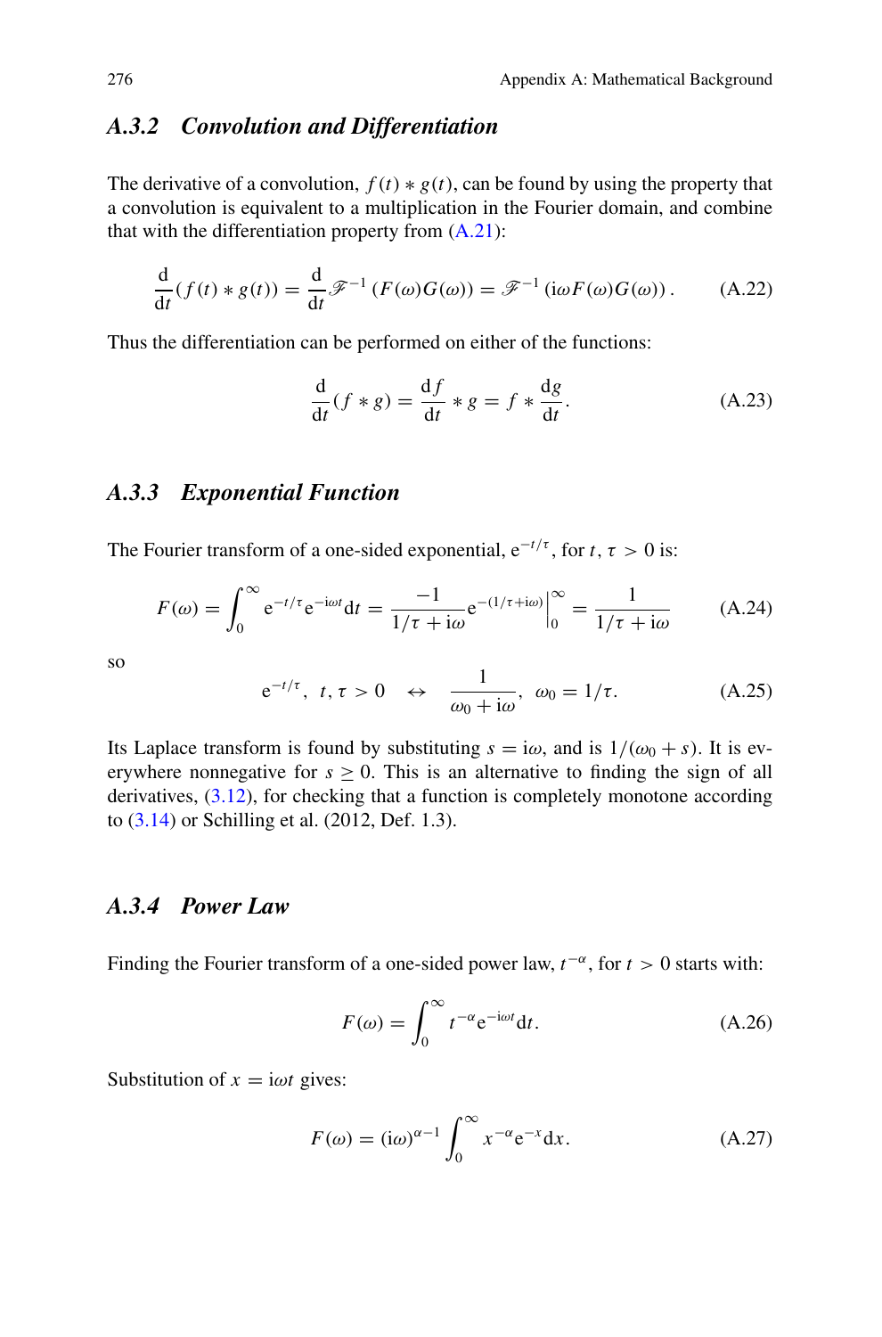### A.3.2 Convolution and Differentiation

The derivative of a convolution, $f(t) * g(t)$, can be found by using the property that a convolution is equivalent to a multiplication in the Fourier domain, and combine that with the differentiation property from (A.21):

$$\frac{\mathrm{d}}{\mathrm{d}t}(f(t) * g(t)) = \frac{\mathrm{d}}{\mathrm{d}t}\mathscr{F}^{-1}(F(\omega)G(\omega)) = \mathscr{F}^{-1}(\mathrm{i}\omega F(\omega)G(\omega)). \tag{A.22}$$

Thus the differentiation can be performed on either of the functions:

$$\frac{\mathrm{d}}{\mathrm{d}t}(f * g) = \frac{\mathrm{d}f}{\mathrm{d}t} * g = f * \frac{\mathrm{d}g}{\mathrm{d}t}. \tag{A.23}$$

### A.3.3 Exponential Function

The Fourier transform of a one-sided exponential, $\mathrm{e}^{-t/\tau}$, for $t, \tau > 0$ is:

$$F(\omega) = \int_0^\infty \mathrm{e}^{-t/\tau}\mathrm{e}^{-\mathrm{i}\omega t}\mathrm{d}t = \frac{-1}{1/\tau + \mathrm{i}\omega}\mathrm{e}^{-(1/\tau+\mathrm{i}\omega)}\Big|_0^\infty = \frac{1}{1/\tau + \mathrm{i}\omega} \tag{A.24}$$

so

$$\mathrm{e}^{-t/\tau},\ \ t, \tau > 0 \quad \leftrightarrow \quad \frac{1}{\omega_0 + \mathrm{i}\omega},\ \ \omega_0 = 1/\tau. \tag{A.25}$$

Its Laplace transform is found by substituting $s = \mathrm{i}\omega$, and is $1/(\omega_0 + s)$. It is everywhere nonnegative for $s \geq 0$. This is an alternative to finding the sign of all derivatives, (3.12), for checking that a function is completely monotone according to (3.14) or Schilling et al. (2012, Def. 1.3).

### A.3.4 Power Law

Finding the Fourier transform of a one-sided power law, $t^{-\alpha}$, for $t > 0$ starts with:

$$F(\omega) = \int_0^\infty t^{-\alpha}\mathrm{e}^{-\mathrm{i}\omega t}\mathrm{d}t. \tag{A.26}$$

Substitution of $x = \mathrm{i}\omega t$ gives:

$$F(\omega) = (\mathrm{i}\omega)^{\alpha-1}\int_0^\infty x^{-\alpha}\mathrm{e}^{-x}\mathrm{d}x. \tag{A.27}$$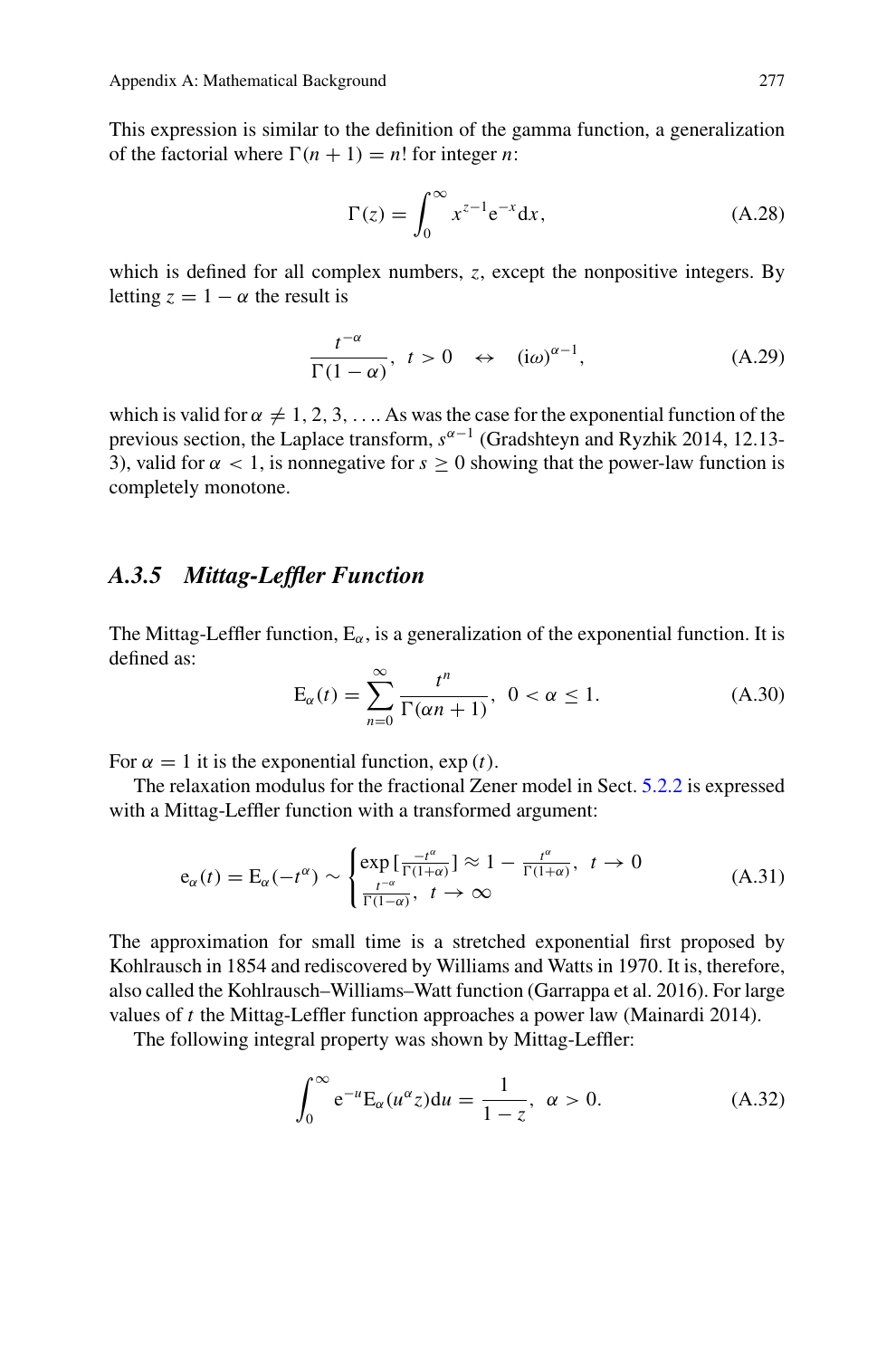This expression is similar to the definition of the gamma function, a generalization of the factorial where $\Gamma(n+1) = n!$ for integer $n$:

$$\Gamma(z) = \int_0^\infty x^{z-1} \mathrm{e}^{-x} \mathrm{d}x, \tag{A.28}$$

which is defined for all complex numbers, $z$, except the nonpositive integers. By letting $z = 1 - \alpha$ the result is

$$\frac{t^{-\alpha}}{\Gamma(1-\alpha)}, \ \ t > 0 \quad \leftrightarrow \quad (\mathrm{i}\omega)^{\alpha-1}, \tag{A.29}$$

which is valid for $\alpha \neq 1, 2, 3, \ldots$. As was the case for the exponential function of the previous section, the Laplace transform, $s^{\alpha-1}$ (Gradshteyn and Ryzhik 2014, 12.13-3), valid for $\alpha < 1$, is nonnegative for $s \geq 0$ showing that the power-law function is completely monotone.

### *A.3.5 Mittag-Leffler Function*

The Mittag-Leffler function, $\mathrm{E}_\alpha$, is a generalization of the exponential function. It is defined as:

$$\mathrm{E}_\alpha(t) = \sum_{n=0}^{\infty} \frac{t^n}{\Gamma(\alpha n + 1)}, \ \ 0 < \alpha \leq 1. \tag{A.30}$$

For $\alpha = 1$ it is the exponential function, $\exp(t)$.

The relaxation modulus for the fractional Zener model in Sect. 5.2.2 is expressed with a Mittag-Leffler function with a transformed argument:

$$\mathrm{e}_\alpha(t) = \mathrm{E}_\alpha(-t^\alpha) \sim \begin{cases} \exp\left[\frac{-t^\alpha}{\Gamma(1+\alpha)}\right] \approx 1 - \frac{t^\alpha}{\Gamma(1+\alpha)}, & t \to 0 \\ \frac{t^{-\alpha}}{\Gamma(1-\alpha)}, & t \to \infty \end{cases} \tag{A.31}$$

The approximation for small time is a stretched exponential first proposed by Kohlrausch in 1854 and rediscovered by Williams and Watts in 1970. It is, therefore, also called the Kohlrausch–Williams–Watt function (Garrappa et al. 2016). For large values of $t$ the Mittag-Leffler function approaches a power law (Mainardi 2014).

The following integral property was shown by Mittag-Leffler:

$$\int_0^\infty \mathrm{e}^{-u} \mathrm{E}_\alpha(u^\alpha z) \mathrm{d}u = \frac{1}{1-z}, \ \ \alpha > 0. \tag{A.32}$$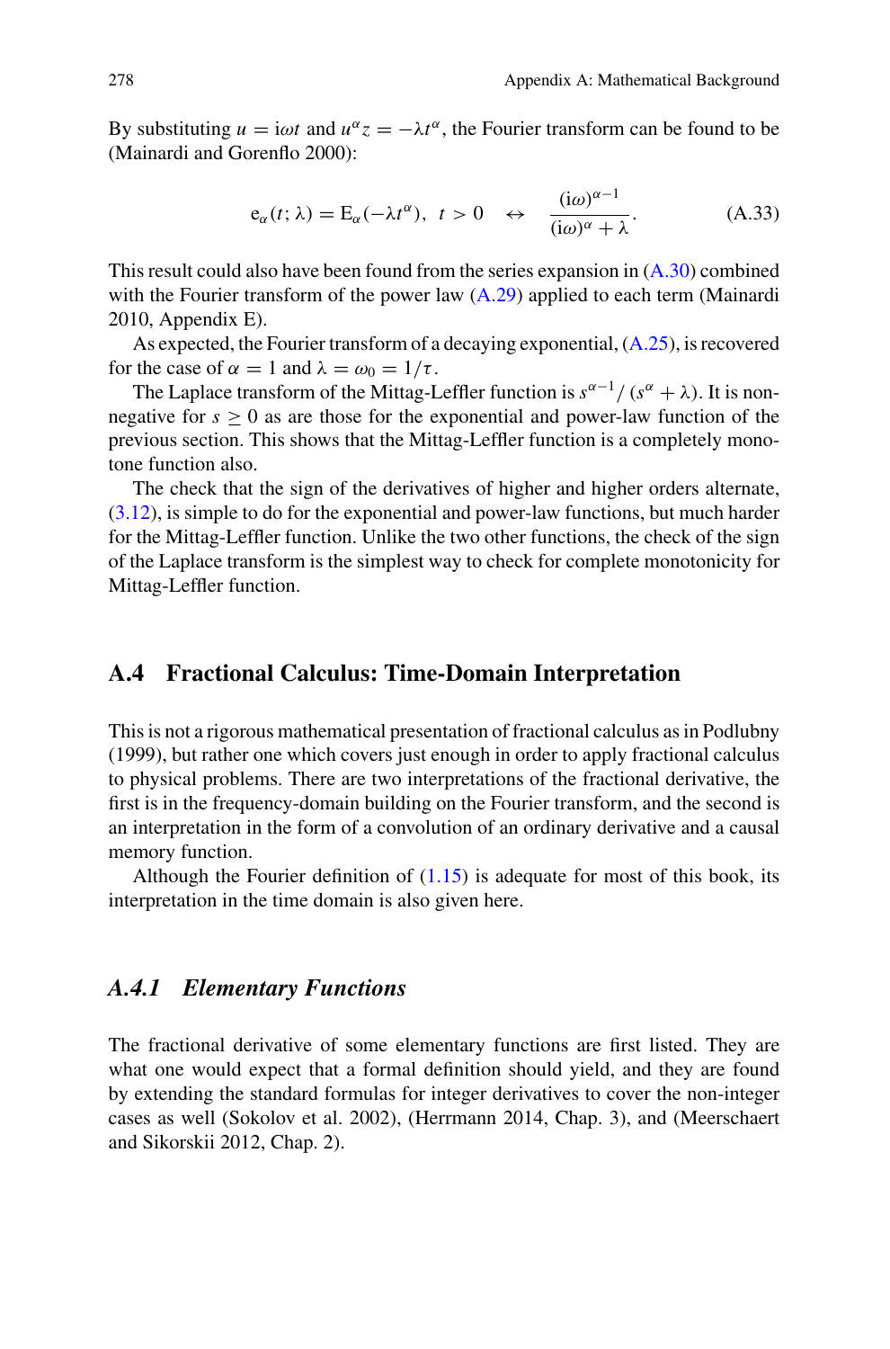By substituting $u = \mathrm{i}\omega t$ and $u^\alpha z = -\lambda t^\alpha$, the Fourier transform can be found to be (Mainardi and Gorenflo 2000):

$$\mathrm{e}_\alpha(t;\lambda) = \mathrm{E}_\alpha(-\lambda t^\alpha),\ \ t > 0 \quad \leftrightarrow \quad \frac{(\mathrm{i}\omega)^{\alpha-1}}{(\mathrm{i}\omega)^\alpha + \lambda}. \tag{A.33}$$

This result could also have been found from the series expansion in (A.30) combined with the Fourier transform of the power law (A.29) applied to each term (Mainardi 2010, Appendix E).

As expected, the Fourier transform of a decaying exponential, (A.25), is recovered for the case of $\alpha = 1$ and $\lambda = \omega_0 = 1/\tau$.

The Laplace transform of the Mittag-Leffler function is $s^{\alpha-1}/\,(s^\alpha + \lambda)$. It is non-negative for $s \geq 0$ as are those for the exponential and power-law function of the previous section. This shows that the Mittag-Leffler function is a completely monotone function also.

The check that the sign of the derivatives of higher and higher orders alternate, (3.12), is simple to do for the exponential and power-law functions, but much harder for the Mittag-Leffler function. Unlike the two other functions, the check of the sign of the Laplace transform is the simplest way to check for complete monotonicity for Mittag-Leffler function.

## A.4 Fractional Calculus: Time-Domain Interpretation

This is not a rigorous mathematical presentation of fractional calculus as in Podlubny (1999), but rather one which covers just enough in order to apply fractional calculus to physical problems. There are two interpretations of the fractional derivative, the first is in the frequency-domain building on the Fourier transform, and the second is an interpretation in the form of a convolution of an ordinary derivative and a causal memory function.

Although the Fourier definition of (1.15) is adequate for most of this book, its interpretation in the time domain is also given here.

### *A.4.1 Elementary Functions*

The fractional derivative of some elementary functions are first listed. They are what one would expect that a formal definition should yield, and they are found by extending the standard formulas for integer derivatives to cover the non-integer cases as well (Sokolov et al. 2002), (Herrmann 2014, Chap. 3), and (Meerschaert and Sikorskii 2012, Chap. 2).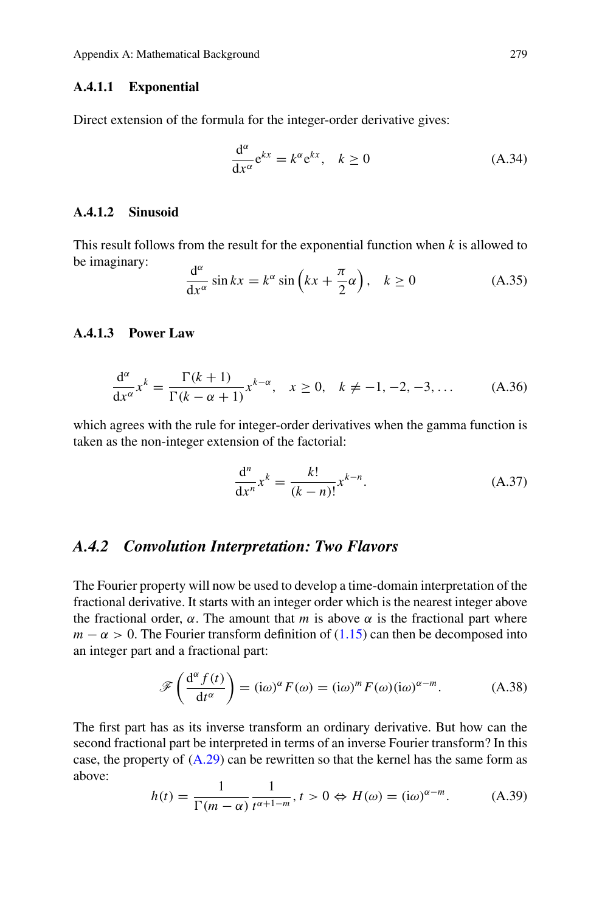#### A.4.1.1 Exponential

Direct extension of the formula for the integer-order derivative gives:

$$\frac{\mathrm{d}^\alpha}{\mathrm{d}x^\alpha}\mathrm{e}^{kx} = k^\alpha \mathrm{e}^{kx}, \quad k \geq 0 \tag{A.34}$$

#### A.4.1.2 Sinusoid

This result follows from the result for the exponential function when $k$ is allowed to be imaginary:

$$\frac{\mathrm{d}^\alpha}{\mathrm{d}x^\alpha}\sin kx = k^\alpha \sin\left(kx + \frac{\pi}{2}\alpha\right), \quad k \geq 0 \tag{A.35}$$

#### A.4.1.3 Power Law

$$\frac{\mathrm{d}^\alpha}{\mathrm{d}x^\alpha}x^k = \frac{\Gamma(k+1)}{\Gamma(k-\alpha+1)}x^{k-\alpha}, \quad x \geq 0, \quad k \neq -1, -2, -3, \ldots \tag{A.36}$$

which agrees with the rule for integer-order derivatives when the gamma function is taken as the non-integer extension of the factorial:

$$\frac{\mathrm{d}^n}{\mathrm{d}x^n}x^k = \frac{k!}{(k-n)!}x^{k-n}. \tag{A.37}$$

### *A.4.2 Convolution Interpretation: Two Flavors*

The Fourier property will now be used to develop a time-domain interpretation of the fractional derivative. It starts with an integer order which is the nearest integer above the fractional order, $\alpha$. The amount that $m$ is above $\alpha$ is the fractional part where $m - \alpha > 0$. The Fourier transform definition of (1.15) can then be decomposed into an integer part and a fractional part:

$$\mathscr{F}\left(\frac{\mathrm{d}^\alpha f(t)}{\mathrm{d}t^\alpha}\right) = (\mathrm{i}\omega)^\alpha F(\omega) = (\mathrm{i}\omega)^m F(\omega)(\mathrm{i}\omega)^{\alpha-m}. \tag{A.38}$$

The first part has as its inverse transform an ordinary derivative. But how can the second fractional part be interpreted in terms of an inverse Fourier transform? In this case, the property of (A.29) can be rewritten so that the kernel has the same form as above:

$$h(t) = \frac{1}{\Gamma(m-\alpha)}\frac{1}{t^{\alpha+1-m}}, t > 0 \Leftrightarrow H(\omega) = (\mathrm{i}\omega)^{\alpha-m}. \tag{A.39}$$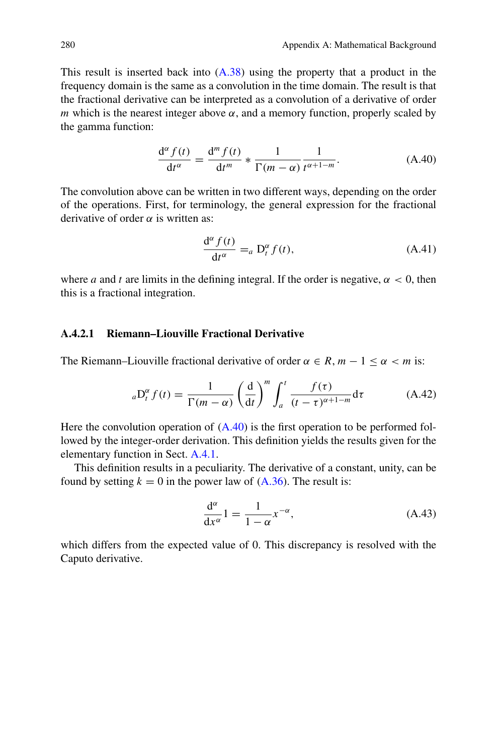This result is inserted back into (A.38) using the property that a product in the frequency domain is the same as a convolution in the time domain. The result is that the fractional derivative can be interpreted as a convolution of a derivative of order $m$ which is the nearest integer above $\alpha$, and a memory function, properly scaled by the gamma function:

$$\frac{\mathrm{d}^\alpha f(t)}{\mathrm{d}t^\alpha} = \frac{\mathrm{d}^m f(t)}{\mathrm{d}t^m} * \frac{1}{\Gamma(m-\alpha)} \frac{1}{t^{\alpha+1-m}}. \tag{A.40}$$

The convolution above can be written in two different ways, depending on the order of the operations. First, for terminology, the general expression for the fractional derivative of order $\alpha$ is written as:

$$\frac{\mathrm{d}^\alpha f(t)}{\mathrm{d}t^\alpha} = {}_a\mathrm{D}_t^\alpha f(t), \tag{A.41}$$

where $a$ and $t$ are limits in the defining integral. If the order is negative, $\alpha < 0$, then this is a fractional integration.

#### A.4.2.1 Riemann–Liouville Fractional Derivative

The Riemann–Liouville fractional derivative of order $\alpha \in R$, $m-1 \leq \alpha < m$ is:

$${}_a\mathrm{D}_t^\alpha f(t) = \frac{1}{\Gamma(m-\alpha)} \left(\frac{\mathrm{d}}{\mathrm{d}t}\right)^m \int_a^t \frac{f(\tau)}{(t-\tau)^{\alpha+1-m}} \mathrm{d}\tau \tag{A.42}$$

Here the convolution operation of (A.40) is the first operation to be performed followed by the integer-order derivation. This definition yields the results given for the elementary function in Sect. A.4.1.

This definition results in a peculiarity. The derivative of a constant, unity, can be found by setting $k = 0$ in the power law of (A.36). The result is:

$$\frac{\mathrm{d}^\alpha}{\mathrm{d}x^\alpha} 1 = \frac{1}{1-\alpha} x^{-\alpha}, \tag{A.43}$$

which differs from the expected value of 0. This discrepancy is resolved with the Caputo derivative.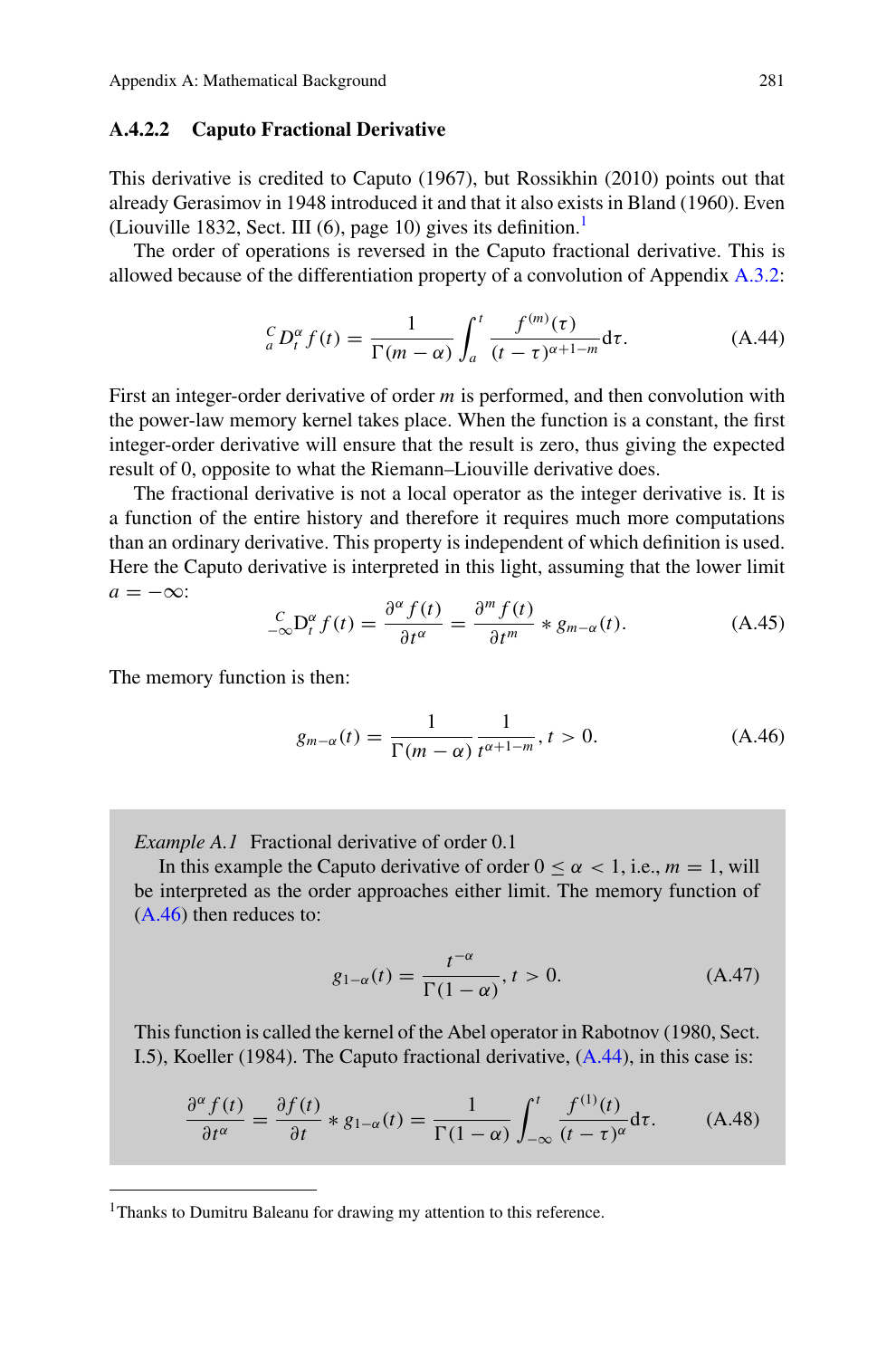### A.4.2.2 Caputo Fractional Derivative

This derivative is credited to Caputo (1967), but Rossikhin (2010) points out that already Gerasimov in 1948 introduced it and that it also exists in Bland (1960). Even (Liouville 1832, Sect. III (6), page 10) gives its definition.[1]

The order of operations is reversed in the Caputo fractional derivative. This is allowed because of the differentiation property of a convolution of Appendix A.3.2:

$$ {}_a^C D_t^\alpha f(t) = \frac{1}{\Gamma(m-\alpha)} \int_a^t \frac{f^{(m)}(\tau)}{(t-\tau)^{\alpha+1-m}} \mathrm{d}\tau. \tag{A.44}$$

First an integer-order derivative of order $m$ is performed, and then convolution with the power-law memory kernel takes place. When the function is a constant, the first integer-order derivative will ensure that the result is zero, thus giving the expected result of 0, opposite to what the Riemann–Liouville derivative does.

The fractional derivative is not a local operator as the integer derivative is. It is a function of the entire history and therefore it requires much more computations than an ordinary derivative. This property is independent of which definition is used. Here the Caputo derivative is interpreted in this light, assuming that the lower limit $a = -\infty$:

$$ {}_{-\infty}^{C}\mathrm{D}_t^\alpha f(t) = \frac{\partial^\alpha f(t)}{\partial t^\alpha} = \frac{\partial^m f(t)}{\partial t^m} * g_{m-\alpha}(t). \tag{A.45}$$

The memory function is then:

$$ g_{m-\alpha}(t) = \frac{1}{\Gamma(m-\alpha)} \frac{1}{t^{\alpha+1-m}}, \, t > 0. \tag{A.46}$$

*Example A.1* Fractional derivative of order 0.1

In this example the Caputo derivative of order $0 \leq \alpha < 1$, i.e., $m = 1$, will be interpreted as the order approaches either limit. The memory function of (A.46) then reduces to:

$$ g_{1-\alpha}(t) = \frac{t^{-\alpha}}{\Gamma(1-\alpha)}, \, t > 0. \tag{A.47}$$

This function is called the kernel of the Abel operator in Rabotnov (1980, Sect. I.5), Koeller (1984). The Caputo fractional derivative, (A.44), in this case is:

$$ \frac{\partial^\alpha f(t)}{\partial t^\alpha} = \frac{\partial f(t)}{\partial t} * g_{1-\alpha}(t) = \frac{1}{\Gamma(1-\alpha)} \int_{-\infty}^t \frac{f^{(1)}(t)}{(t-\tau)^\alpha} \mathrm{d}\tau. \tag{A.48}$$

---

[1] Thanks to Dumitru Baleanu for drawing my attention to this reference.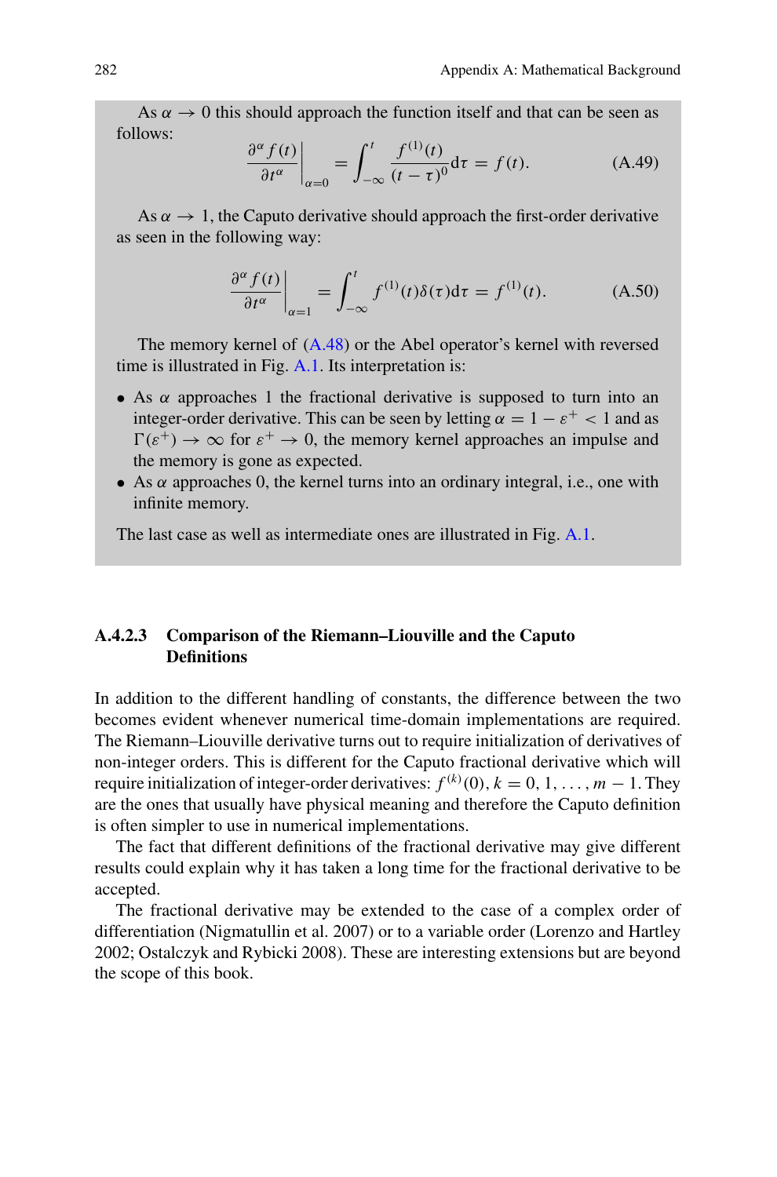As $\alpha \to 0$ this should approach the function itself and that can be seen as follows:

$$\left.\frac{\partial^\alpha f(t)}{\partial t^\alpha}\right|_{\alpha=0} = \int_{-\infty}^{t} \frac{f^{(1)}(t)}{(t-\tau)^0} \mathrm{d}\tau = f(t). \tag{A.49}$$

As $\alpha \to 1$, the Caputo derivative should approach the first-order derivative as seen in the following way:

$$\left.\frac{\partial^\alpha f(t)}{\partial t^\alpha}\right|_{\alpha=1} = \int_{-\infty}^{t} f^{(1)}(t)\delta(\tau)\mathrm{d}\tau = f^{(1)}(t). \tag{A.50}$$

The memory kernel of (A.48) or the Abel operator's kernel with reversed time is illustrated in Fig. A.1. Its interpretation is:

- As $\alpha$ approaches 1 the fractional derivative is supposed to turn into an integer-order derivative. This can be seen by letting $\alpha = 1 - \varepsilon^+ < 1$ and as $\Gamma(\varepsilon^+) \to \infty$ for $\varepsilon^+ \to 0$, the memory kernel approaches an impulse and the memory is gone as expected.
- As $\alpha$ approaches 0, the kernel turns into an ordinary integral, i.e., one with infinite memory.

The last case as well as intermediate ones are illustrated in Fig. A.1.

#### A.4.2.3 Comparison of the Riemann–Liouville and the Caputo Definitions

In addition to the different handling of constants, the difference between the two becomes evident whenever numerical time-domain implementations are required. The Riemann–Liouville derivative turns out to require initialization of derivatives of non-integer orders. This is different for the Caputo fractional derivative which will require initialization of integer-order derivatives: $f^{(k)}(0), k = 0, 1, \ldots, m-1$. They are the ones that usually have physical meaning and therefore the Caputo definition is often simpler to use in numerical implementations.

The fact that different definitions of the fractional derivative may give different results could explain why it has taken a long time for the fractional derivative to be accepted.

The fractional derivative may be extended to the case of a complex order of differentiation (Nigmatullin et al. 2007) or to a variable order (Lorenzo and Hartley 2002; Ostalczyk and Rybicki 2008). These are interesting extensions but are beyond the scope of this book.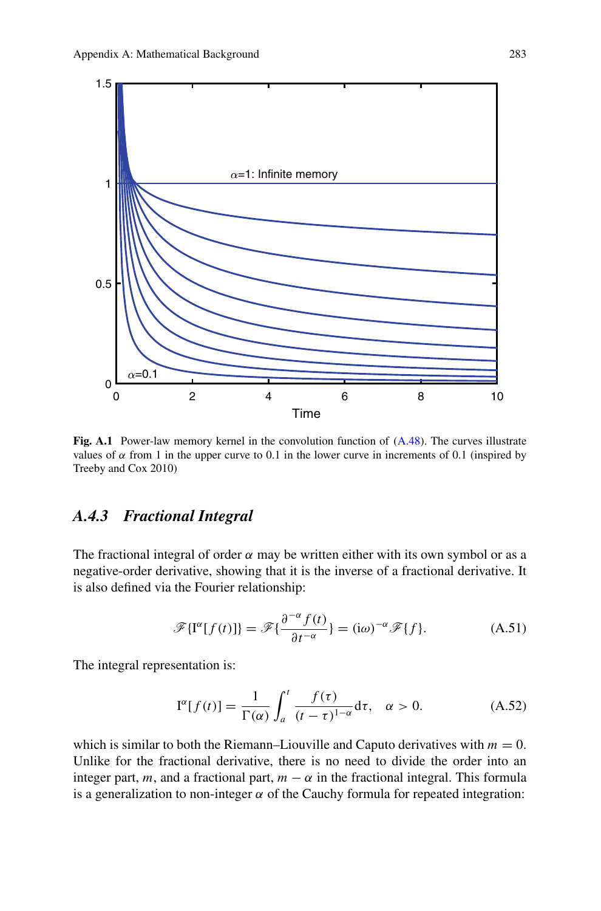**Fig. A.1** Power-law memory kernel in the convolution function of (A.48). The curves illustrate values of $\alpha$ from 1 in the upper curve to 0.1 in the lower curve in increments of 0.1 (inspired by Treeby and Cox 2010)

### *A.4.3 Fractional Integral*

The fractional integral of order $\alpha$ may be written either with its own symbol or as a negative-order derivative, showing that it is the inverse of a fractional derivative. It is also defined via the Fourier relationship:

$$\mathscr{F}\{\mathrm{I}^{\alpha}[f(t)]\} = \mathscr{F}\{\frac{\partial^{-\alpha} f(t)}{\partial t^{-\alpha}}\} = (\mathrm{i}\omega)^{-\alpha}\mathscr{F}\{f\}. \tag{A.51}$$

The integral representation is:

$$\mathrm{I}^{\alpha}[f(t)] = \frac{1}{\Gamma(\alpha)}\int_a^t \frac{f(\tau)}{(t-\tau)^{1-\alpha}}\mathrm{d}\tau, \quad \alpha > 0. \tag{A.52}$$

which is similar to both the Riemann–Liouville and Caputo derivatives with $m = 0$. Unlike for the fractional derivative, there is no need to divide the order into an integer part, $m$, and a fractional part, $m - \alpha$ in the fractional integral. This formula is a generalization to non-integer $\alpha$ of the Cauchy formula for repeated integration: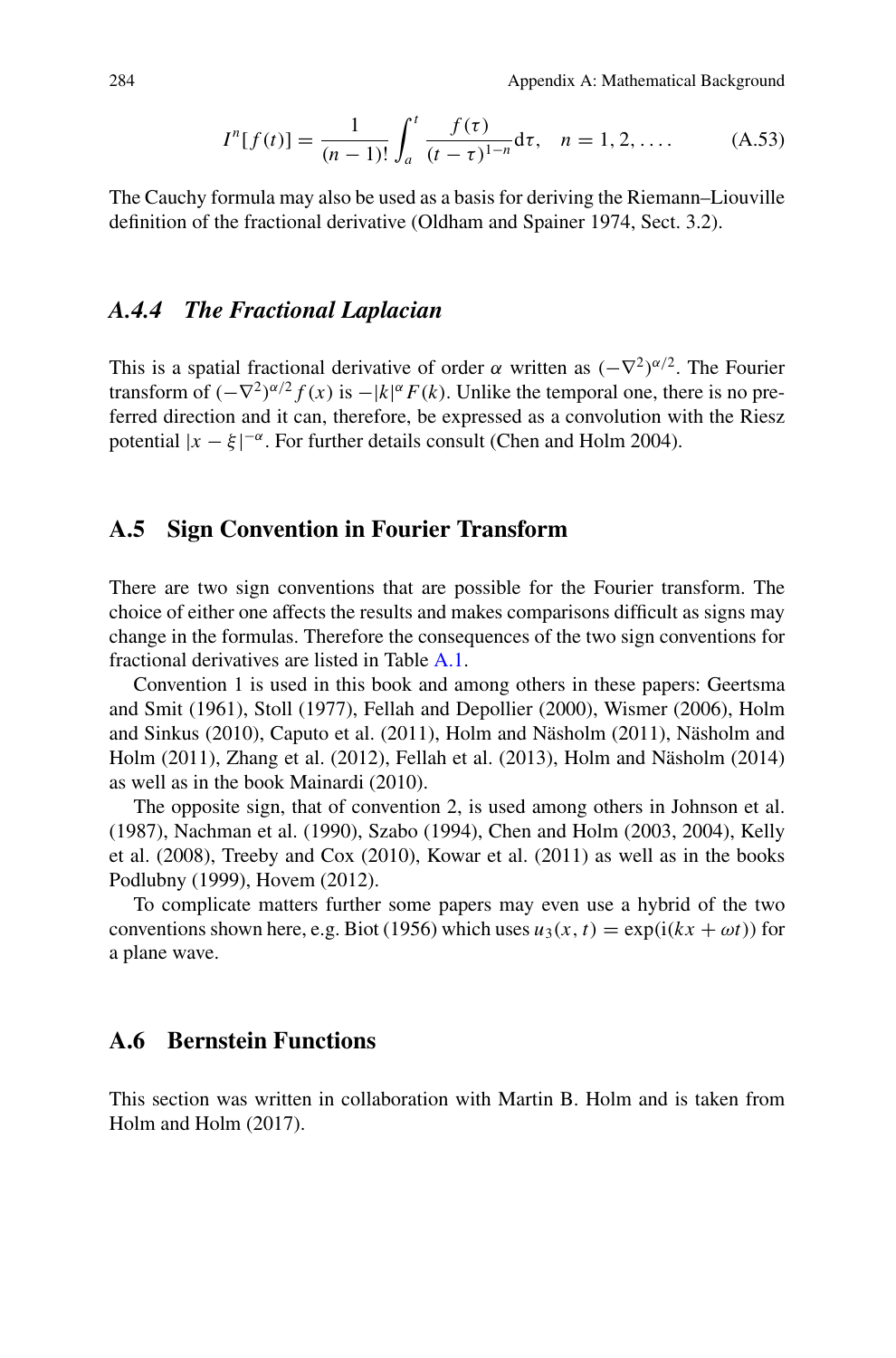$$I^n[f(t)] = \frac{1}{(n-1)!} \int_a^t \frac{f(\tau)}{(t-\tau)^{1-n}} \mathrm{d}\tau, \quad n = 1, 2, \ldots. \tag{A.53}$$

The Cauchy formula may also be used as a basis for deriving the Riemann–Liouville definition of the fractional derivative (Oldham and Spainer 1974, Sect. 3.2).

### *A.4.4 The Fractional Laplacian*

This is a spatial fractional derivative of order $\alpha$ written as $(-\nabla^2)^{\alpha/2}$. The Fourier transform of $(-\nabla^2)^{\alpha/2} f(x)$ is $-|k|^\alpha F(k)$. Unlike the temporal one, there is no preferred direction and it can, therefore, be expressed as a convolution with the Riesz potential $|x - \xi|^{-\alpha}$. For further details consult (Chen and Holm 2004).

## A.5 Sign Convention in Fourier Transform

There are two sign conventions that are possible for the Fourier transform. The choice of either one affects the results and makes comparisons difficult as signs may change in the formulas. Therefore the consequences of the two sign conventions for fractional derivatives are listed in Table A.1.

Convention 1 is used in this book and among others in these papers: Geertsma and Smit (1961), Stoll (1977), Fellah and Depollier (2000), Wismer (2006), Holm and Sinkus (2010), Caputo et al. (2011), Holm and Näsholm (2011), Näsholm and Holm (2011), Zhang et al. (2012), Fellah et al. (2013), Holm and Näsholm (2014) as well as in the book Mainardi (2010).

The opposite sign, that of convention 2, is used among others in Johnson et al. (1987), Nachman et al. (1990), Szabo (1994), Chen and Holm (2003, 2004), Kelly et al. (2008), Treeby and Cox (2010), Kowar et al. (2011) as well as in the books Podlubny (1999), Hovem (2012).

To complicate matters further some papers may even use a hybrid of the two conventions shown here, e.g. Biot (1956) which uses $u_3(x, t) = \exp(\mathrm{i}(kx + \omega t))$ for a plane wave.

## A.6 Bernstein Functions

This section was written in collaboration with Martin B. Holm and is taken from Holm and Holm (2017).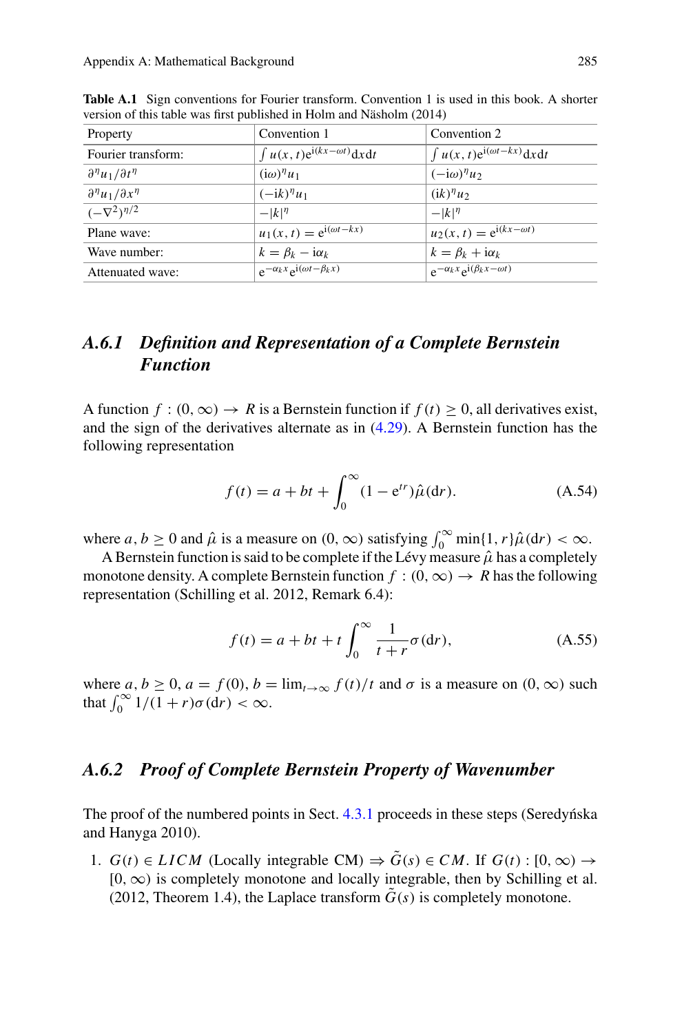**Table A.1** Sign conventions for Fourier transform. Convention 1 is used in this book. A shorter version of this table was first published in Holm and Näsholm (2014)

| Property | Convention 1 | Convention 2 |
|---|---|---|
| Fourier transform: | $\int u(x,t)\mathrm{e}^{\mathrm{i}(kx-\omega t)}\mathrm{d}x\mathrm{d}t$ | $\int u(x,t)\mathrm{e}^{\mathrm{i}(\omega t-kx)}\mathrm{d}x\mathrm{d}t$ |
| $\partial^\eta u_1/\partial t^\eta$ | $(\mathrm{i}\omega)^\eta u_1$ | $(-\mathrm{i}\omega)^\eta u_2$ |
| $\partial^\eta u_1/\partial x^\eta$ | $(-\mathrm{i}k)^\eta u_1$ | $(\mathrm{i}k)^\eta u_2$ |
| $(-\nabla^2)^{\eta/2}$ | $-\|k\|^\eta$ | $-\|k\|^\eta$ |
| Plane wave: | $u_1(x,t)=\mathrm{e}^{\mathrm{i}(\omega t-kx)}$ | $u_2(x,t)=\mathrm{e}^{\mathrm{i}(kx-\omega t)}$ |
| Wave number: | $k=\beta_k-\mathrm{i}\alpha_k$ | $k=\beta_k+\mathrm{i}\alpha_k$ |
| Attenuated wave: | $\mathrm{e}^{-\alpha_k x}\mathrm{e}^{\mathrm{i}(\omega t-\beta_k x)}$ | $\mathrm{e}^{-\alpha_k x}\mathrm{e}^{\mathrm{i}(\beta_k x-\omega t)}$ |

### A.6.1 Definition and Representation of a Complete Bernstein Function

A function $f:(0,\infty)\to R$ is a Bernstein function if $f(t)\geq 0$, all derivatives exist, and the sign of the derivatives alternate as in (4.29). A Bernstein function has the following representation

$$f(t)=a+bt+\int_0^\infty (1-\mathrm{e}^{tr})\hat{\mu}(\mathrm{d}r). \tag{A.54}$$

where $a,b\geq 0$ and $\hat{\mu}$ is a measure on $(0,\infty)$ satisfying $\int_0^\infty \min\{1,r\}\hat{\mu}(\mathrm{d}r)<\infty$.

A Bernstein function is said to be complete if the Lévy measure $\hat{\mu}$ has a completely monotone density. A complete Bernstein function $f:(0,\infty)\to R$ has the following representation (Schilling et al. 2012, Remark 6.4):

$$f(t)=a+bt+t\int_0^\infty \frac{1}{t+r}\sigma(\mathrm{d}r), \tag{A.55}$$

where $a,b\geq 0$, $a=f(0)$, $b=\lim_{t\to\infty}f(t)/t$ and $\sigma$ is a measure on $(0,\infty)$ such that $\int_0^\infty 1/(1+r)\sigma(\mathrm{d}r)<\infty$.

### A.6.2 Proof of Complete Bernstein Property of Wavenumber

The proof of the numbered points in Sect. 4.3.1 proceeds in these steps (Seredyńska and Hanyga 2010).

1. $G(t)\in LICM$ (Locally integrable CM) $\Rightarrow \tilde{G}(s)\in CM$. If $G(t):[0,\infty)\to[0,\infty)$ is completely monotone and locally integrable, then by Schilling et al. (2012, Theorem 1.4), the Laplace transform $\tilde{G}(s)$ is completely monotone.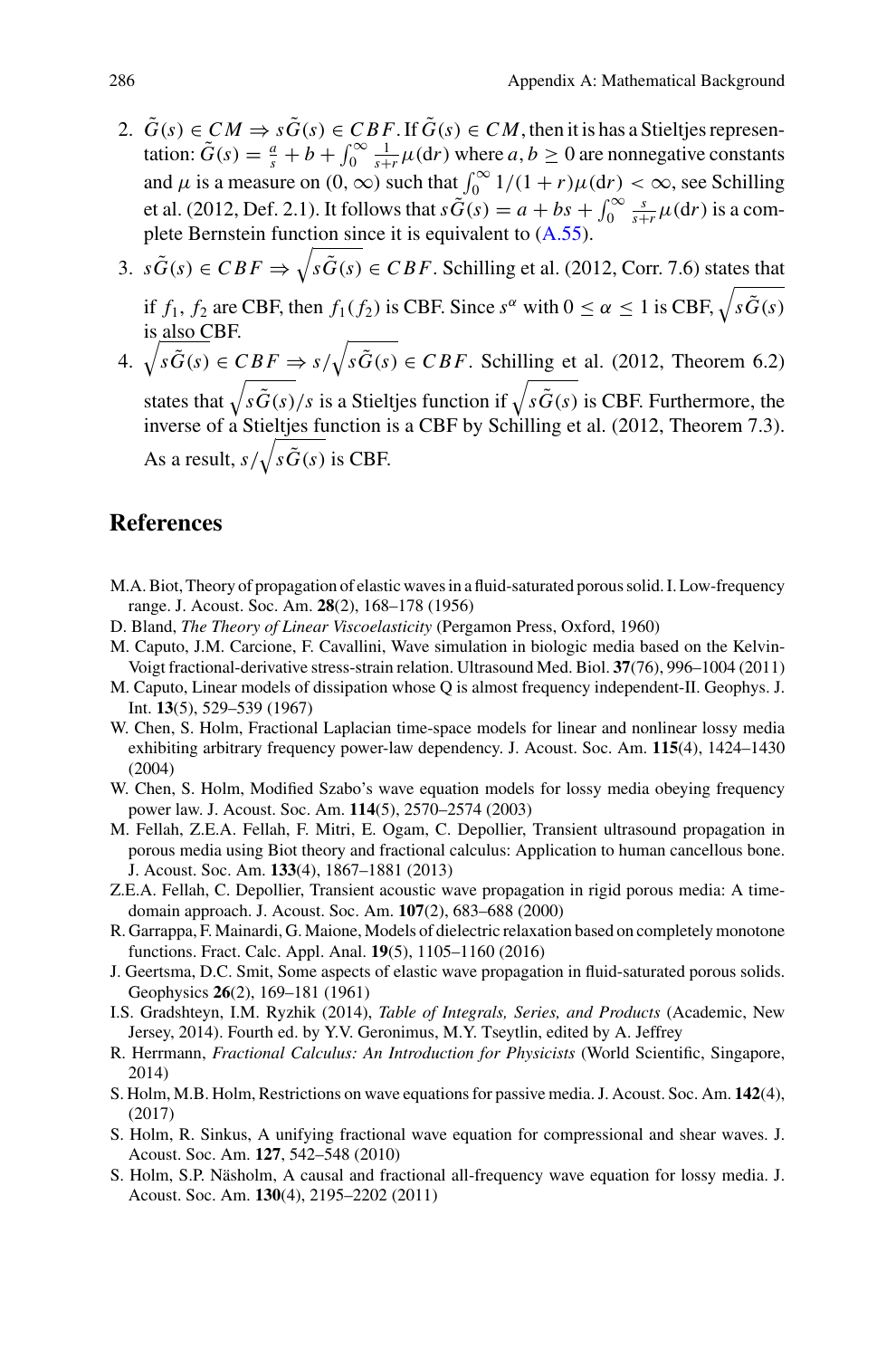2. $\tilde{G}(s) \in CM \Rightarrow s\tilde{G}(s) \in CBF$. If $\tilde{G}(s) \in CM$, then it is has a Stieltjes representation: $\tilde{G}(s) = \frac{a}{s} + b + \int_0^\infty \frac{1}{s+r}\mu(\mathrm{d}r)$ where $a, b \geq 0$ are nonnegative constants and $\mu$ is a measure on $(0, \infty)$ such that $\int_0^\infty 1/(1+r)\mu(\mathrm{d}r) < \infty$, see Schilling et al. (2012, Def. 2.1). It follows that $s\tilde{G}(s) = a + bs + \int_0^\infty \frac{s}{s+r}\mu(\mathrm{d}r)$ is a complete Bernstein function since it is equivalent to (A.55).
3. $s\tilde{G}(s) \in CBF \Rightarrow \sqrt{s\tilde{G}(s)} \in CBF$. Schilling et al. (2012, Corr. 7.6) states that if $f_1$, $f_2$ are CBF, then $f_1(f_2)$ is CBF. Since $s^\alpha$ with $0 \leq \alpha \leq 1$ is CBF, $\sqrt{s\tilde{G}(s)}$ is also CBF.
4. $\sqrt{s\tilde{G}(s)} \in CBF \Rightarrow s/\sqrt{s\tilde{G}(s)} \in CBF$. Schilling et al. (2012, Theorem 6.2) states that $\sqrt{s\tilde{G}(s)}/s$ is a Stieltjes function if $\sqrt{s\tilde{G}(s)}$ is CBF. Furthermore, the inverse of a Stieltjes function is a CBF by Schilling et al. (2012, Theorem 7.3). As a result, $s/\sqrt{s\tilde{G}(s)}$ is CBF.

## References

M.A. Biot, Theory of propagation of elastic waves in a fluid-saturated porous solid. I. Low-frequency range. J. Acoust. Soc. Am. **28**(2), 168–178 (1956)

D. Bland, *The Theory of Linear Viscoelasticity* (Pergamon Press, Oxford, 1960)

M. Caputo, J.M. Carcione, F. Cavallini, Wave simulation in biologic media based on the Kelvin-Voigt fractional-derivative stress-strain relation. Ultrasound Med. Biol. **37**(76), 996–1004 (2011)

M. Caputo, Linear models of dissipation whose Q is almost frequency independent-II. Geophys. J. Int. **13**(5), 529–539 (1967)

W. Chen, S. Holm, Fractional Laplacian time-space models for linear and nonlinear lossy media exhibiting arbitrary frequency power-law dependency. J. Acoust. Soc. Am. **115**(4), 1424–1430 (2004)

W. Chen, S. Holm, Modified Szabo's wave equation models for lossy media obeying frequency power law. J. Acoust. Soc. Am. **114**(5), 2570–2574 (2003)

M. Fellah, Z.E.A. Fellah, F. Mitri, E. Ogam, C. Depollier, Transient ultrasound propagation in porous media using Biot theory and fractional calculus: Application to human cancellous bone. J. Acoust. Soc. Am. **133**(4), 1867–1881 (2013)

Z.E.A. Fellah, C. Depollier, Transient acoustic wave propagation in rigid porous media: A time-domain approach. J. Acoust. Soc. Am. **107**(2), 683–688 (2000)

R. Garrappa, F. Mainardi, G. Maione, Models of dielectric relaxation based on completely monotone functions. Fract. Calc. Appl. Anal. **19**(5), 1105–1160 (2016)

J. Geertsma, D.C. Smit, Some aspects of elastic wave propagation in fluid-saturated porous solids. Geophysics **26**(2), 169–181 (1961)

I.S. Gradshteyn, I.M. Ryzhik (2014), *Table of Integrals, Series, and Products* (Academic, New Jersey, 2014). Fourth ed. by Y.V. Geronimus, M.Y. Tseytlin, edited by A. Jeffrey

R. Herrmann, *Fractional Calculus: An Introduction for Physicists* (World Scientific, Singapore, 2014)

S. Holm, M.B. Holm, Restrictions on wave equations for passive media. J. Acoust. Soc. Am. **142**(4), (2017)

S. Holm, R. Sinkus, A unifying fractional wave equation for compressional and shear waves. J. Acoust. Soc. Am. **127**, 542–548 (2010)

S. Holm, S.P. Näsholm, A causal and fractional all-frequency wave equation for lossy media. J. Acoust. Soc. Am. **130**(4), 2195–2202 (2011)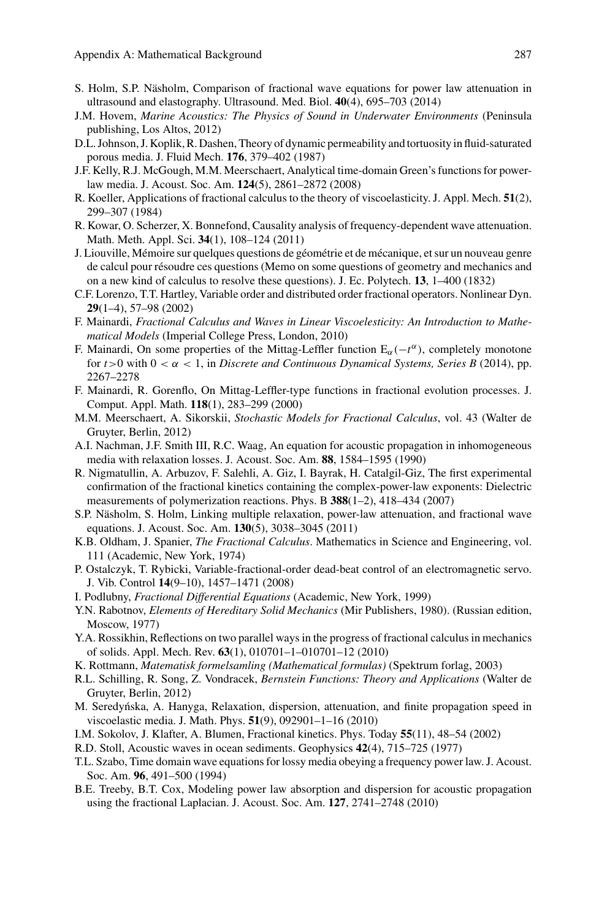- S. Holm, S.P. Näsholm, Comparison of fractional wave equations for power law attenuation in ultrasound and elastography. Ultrasound. Med. Biol. **40**(4), 695–703 (2014)
- J.M. Hovem, *Marine Acoustics: The Physics of Sound in Underwater Environments* (Peninsula publishing, Los Altos, 2012)
- D.L. Johnson, J. Koplik, R. Dashen, Theory of dynamic permeability and tortuosity in fluid-saturated porous media. J. Fluid Mech. **176**, 379–402 (1987)
- J.F. Kelly, R.J. McGough, M.M. Meerschaert, Analytical time-domain Green's functions for power-law media. J. Acoust. Soc. Am. **124**(5), 2861–2872 (2008)
- R. Koeller, Applications of fractional calculus to the theory of viscoelasticity. J. Appl. Mech. **51**(2), 299–307 (1984)
- R. Kowar, O. Scherzer, X. Bonnefond, Causality analysis of frequency-dependent wave attenuation. Math. Meth. Appl. Sci. **34**(1), 108–124 (2011)
- J. Liouville, Mémoire sur quelques questions de géométrie et de mécanique, et sur un nouveau genre de calcul pour résoudre ces questions (Memo on some questions of geometry and mechanics and on a new kind of calculus to resolve these questions). J. Ec. Polytech. **13**, 1–400 (1832)
- C.F. Lorenzo, T.T. Hartley, Variable order and distributed order fractional operators. Nonlinear Dyn. **29**(1–4), 57–98 (2002)
- F. Mainardi, *Fractional Calculus and Waves in Linear Viscoelasticity: An Introduction to Mathematical Models* (Imperial College Press, London, 2010)
- F. Mainardi, On some properties of the Mittag-Leffler function $E_\alpha(-t^\alpha)$, completely monotone for $t > 0$ with $0 < \alpha < 1$, in *Discrete and Continuous Dynamical Systems, Series B* (2014), pp. 2267–2278
- F. Mainardi, R. Gorenflo, On Mittag-Leffler-type functions in fractional evolution processes. J. Comput. Appl. Math. **118**(1), 283–299 (2000)
- M.M. Meerschaert, A. Sikorskii, *Stochastic Models for Fractional Calculus*, vol. 43 (Walter de Gruyter, Berlin, 2012)
- A.I. Nachman, J.F. Smith III, R.C. Waag, An equation for acoustic propagation in inhomogeneous media with relaxation losses. J. Acoust. Soc. Am. **88**, 1584–1595 (1990)
- R. Nigmatullin, A. Arbuzov, F. Salehli, A. Giz, I. Bayrak, H. Catalgil-Giz, The first experimental confirmation of the fractional kinetics containing the complex-power-law exponents: Dielectric measurements of polymerization reactions. Phys. B **388**(1–2), 418–434 (2007)
- S.P. Näsholm, S. Holm, Linking multiple relaxation, power-law attenuation, and fractional wave equations. J. Acoust. Soc. Am. **130**(5), 3038–3045 (2011)
- K.B. Oldham, J. Spanier, *The Fractional Calculus*. Mathematics in Science and Engineering, vol. 111 (Academic, New York, 1974)
- P. Ostalczyk, T. Rybicki, Variable-fractional-order dead-beat control of an electromagnetic servo. J. Vib. Control **14**(9–10), 1457–1471 (2008)
- I. Podlubny, *Fractional Differential Equations* (Academic, New York, 1999)
- Y.N. Rabotnov, *Elements of Hereditary Solid Mechanics* (Mir Publishers, 1980). (Russian edition, Moscow, 1977)
- Y.A. Rossikhin, Reflections on two parallel ways in the progress of fractional calculus in mechanics of solids. Appl. Mech. Rev. **63**(1), 010701–1–010701–12 (2010)
- K. Rottmann, *Matematisk formelsamling (Mathematical formulas)* (Spektrum forlag, 2003)
- R.L. Schilling, R. Song, Z. Vondracek, *Bernstein Functions: Theory and Applications* (Walter de Gruyter, Berlin, 2012)
- M. Seredyńska, A. Hanyga, Relaxation, dispersion, attenuation, and finite propagation speed in viscoelastic media. J. Math. Phys. **51**(9), 092901–1–16 (2010)
- I.M. Sokolov, J. Klafter, A. Blumen, Fractional kinetics. Phys. Today **55**(11), 48–54 (2002)
- R.D. Stoll, Acoustic waves in ocean sediments. Geophysics **42**(4), 715–725 (1977)
- T.L. Szabo, Time domain wave equations for lossy media obeying a frequency power law. J. Acoust. Soc. Am. **96**, 491–500 (1994)
- B.E. Treeby, B.T. Cox, Modeling power law absorption and dispersion for acoustic propagation using the fractional Laplacian. J. Acoust. Soc. Am. **127**, 2741–2748 (2010)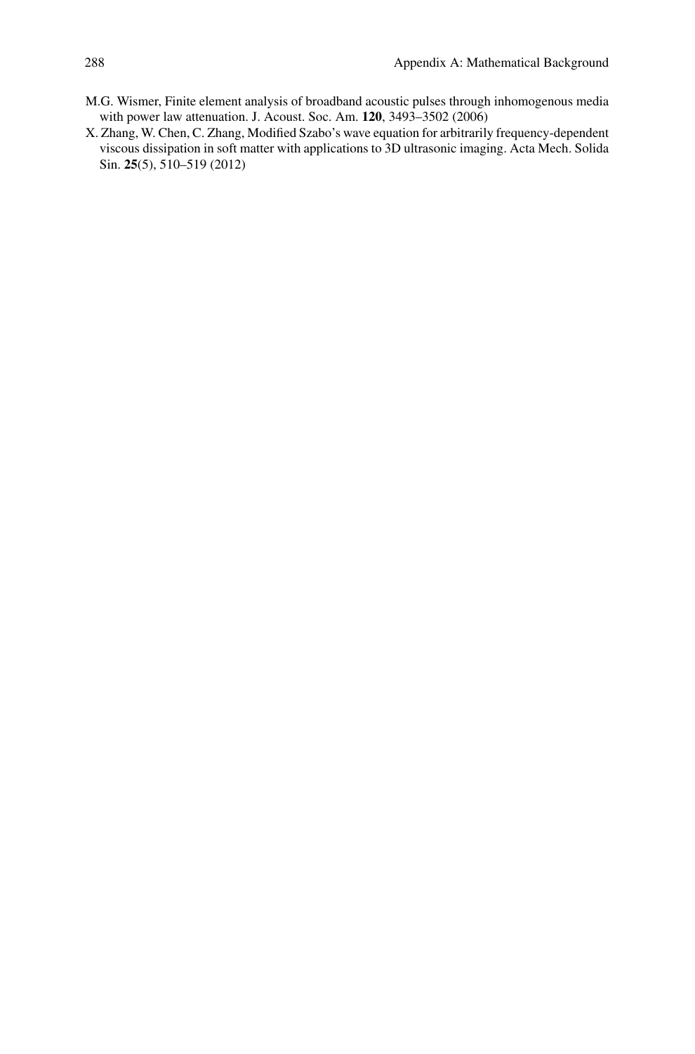M.G. Wismer, Finite element analysis of broadband acoustic pulses through inhomogenous media with power law attenuation. J. Acoust. Soc. Am. **120**, 3493–3502 (2006)

X. Zhang, W. Chen, C. Zhang, Modified Szabo's wave equation for arbitrarily frequency-dependent viscous dissipation in soft matter with applications to 3D ultrasonic imaging. Acta Mech. Solida Sin. **25**(5), 510–519 (2012)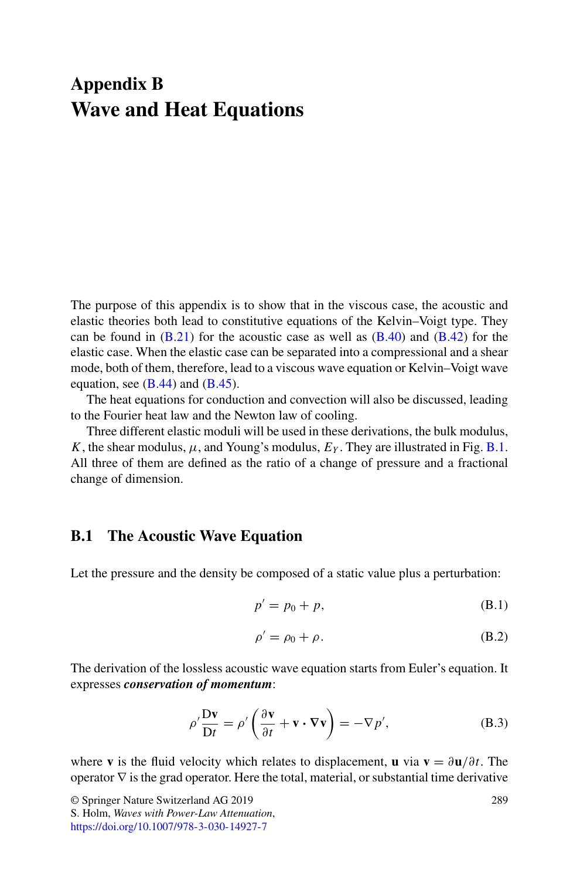# Appendix B
# Wave and Heat Equations

The purpose of this appendix is to show that in the viscous case, the acoustic and elastic theories both lead to constitutive equations of the Kelvin–Voigt type. They can be found in (B.21) for the acoustic case as well as (B.40) and (B.42) for the elastic case. When the elastic case can be separated into a compressional and a shear mode, both of them, therefore, lead to a viscous wave equation or Kelvin–Voigt wave equation, see (B.44) and (B.45).

The heat equations for conduction and convection will also be discussed, leading to the Fourier heat law and the Newton law of cooling.

Three different elastic moduli will be used in these derivations, the bulk modulus, $K$, the shear modulus, $\mu$, and Young's modulus, $E_Y$. They are illustrated in Fig. B.1. All three of them are defined as the ratio of a change of pressure and a fractional change of dimension.

## B.1 The Acoustic Wave Equation

Let the pressure and the density be composed of a static value plus a perturbation:

$$p' = p_0 + p, \tag{B.1}$$

$$\rho' = \rho_0 + \rho. \tag{B.2}$$

The derivation of the lossless acoustic wave equation starts from Euler's equation. It expresses ***conservation of momentum***:

$$\rho' \frac{\mathrm{D}\mathbf{v}}{\mathrm{D}t} = \rho' \left( \frac{\partial \mathbf{v}}{\partial t} + \mathbf{v} \cdot \nabla \mathbf{v} \right) = -\nabla p', \tag{B.3}$$

where $\mathbf{v}$ is the fluid velocity which relates to displacement, $\mathbf{u}$ via $\mathbf{v} = \partial \mathbf{u}/\partial t$. The operator $\nabla$ is the grad operator. Here the total, material, or substantial time derivative

© Springer Nature Switzerland AG 2019
S. Holm, *Waves with Power-Law Attenuation*,
https://doi.org/10.1007/978-3-030-14927-7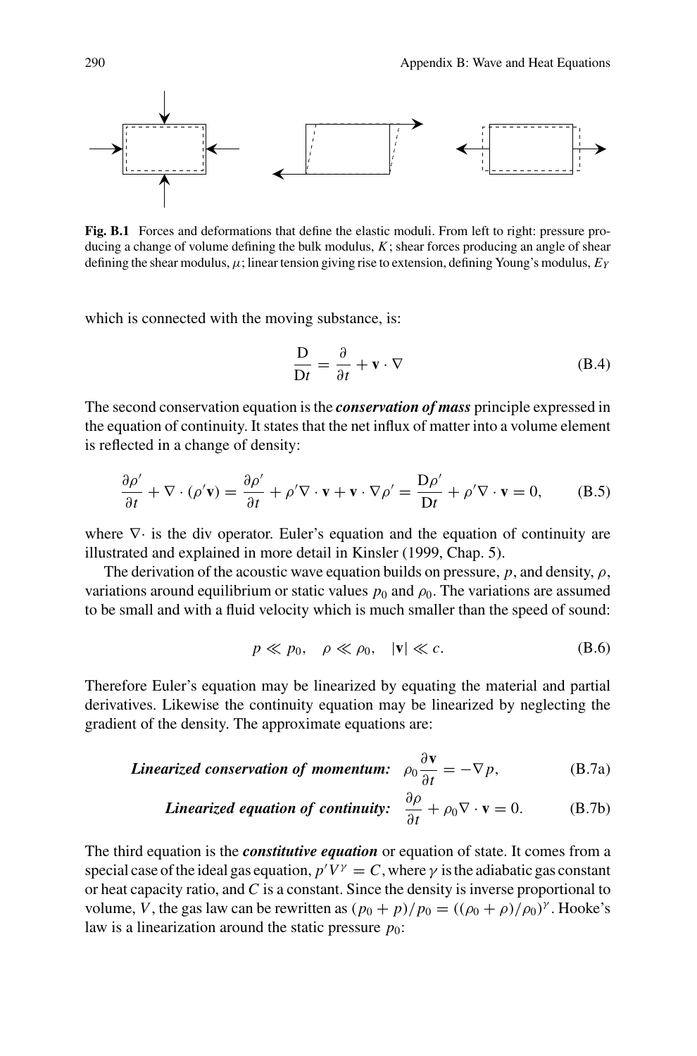**Fig. B.1** Forces and deformations that define the elastic moduli. From left to right: pressure producing a change of volume defining the bulk modulus, $K$; shear forces producing an angle of shear defining the shear modulus, $\mu$; linear tension giving rise to extension, defining Young's modulus, $E_Y$

which is connected with the moving substance, is:

$$\frac{\mathrm{D}}{\mathrm{D}t} = \frac{\partial}{\partial t} + \mathbf{v} \cdot \nabla \tag{B.4}$$

The second conservation equation is the ***conservation of mass*** principle expressed in the equation of continuity. It states that the net influx of matter into a volume element is reflected in a change of density:

$$\frac{\partial \rho'}{\partial t} + \nabla \cdot (\rho' \mathbf{v}) = \frac{\partial \rho'}{\partial t} + \rho' \nabla \cdot \mathbf{v} + \mathbf{v} \cdot \nabla \rho' = \frac{\mathrm{D}\rho'}{\mathrm{D}t} + \rho' \nabla \cdot \mathbf{v} = 0, \tag{B.5}$$

where $\nabla \cdot$ is the div operator. Euler's equation and the equation of continuity are illustrated and explained in more detail in Kinsler (1999, Chap. 5).

The derivation of the acoustic wave equation builds on pressure, $p$, and density, $\rho$, variations around equilibrium or static values $p_0$ and $\rho_0$. The variations are assumed to be small and with a fluid velocity which is much smaller than the speed of sound:

$$p \ll p_0, \quad \rho \ll \rho_0, \quad |\mathbf{v}| \ll c. \tag{B.6}$$

Therefore Euler's equation may be linearized by equating the material and partial derivatives. Likewise the continuity equation may be linearized by neglecting the gradient of the density. The approximate equations are:

$$\textbf{\textit{Linearized conservation of momentum:}} \quad \rho_0 \frac{\partial \mathbf{v}}{\partial t} = -\nabla p, \tag{B.7a}$$

$$\textbf{\textit{Linearized equation of continuity:}} \quad \frac{\partial \rho}{\partial t} + \rho_0 \nabla \cdot \mathbf{v} = 0. \tag{B.7b}$$

The third equation is the ***constitutive equation*** or equation of state. It comes from a special case of the ideal gas equation, $p'V^\gamma = C$, where $\gamma$ is the adiabatic gas constant or heat capacity ratio, and $C$ is a constant. Since the density is inverse proportional to volume, $V$, the gas law can be rewritten as $(p_0 + p)/p_0 = ((\rho_0 + \rho)/\rho_0)^\gamma$. Hooke's law is a linearization around the static pressure $p_0$: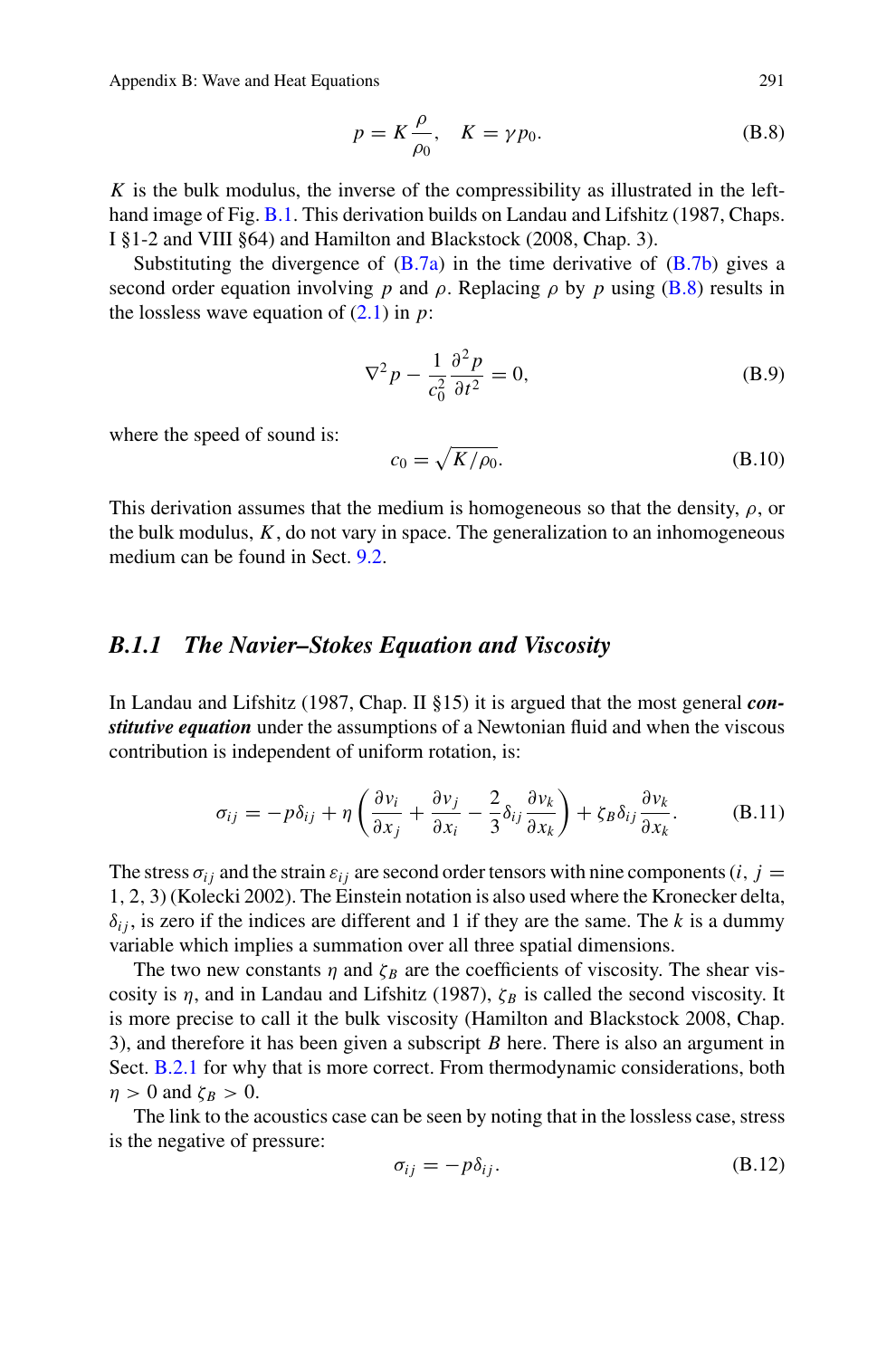$$p = K\frac{\rho}{\rho_0}, \quad K = \gamma p_0. \tag{B.8}$$

$K$ is the bulk modulus, the inverse of the compressibility as illustrated in the left-hand image of Fig. B.1. This derivation builds on Landau and Lifshitz (1987, Chaps. I §1-2 and VIII §64) and Hamilton and Blackstock (2008, Chap. 3).

Substituting the divergence of (B.7a) in the time derivative of (B.7b) gives a second order equation involving $p$ and $\rho$. Replacing $\rho$ by $p$ using (B.8) results in the lossless wave equation of (2.1) in $p$:

$$\nabla^2 p - \frac{1}{c_0^2}\frac{\partial^2 p}{\partial t^2} = 0, \tag{B.9}$$

where the speed of sound is:

$$c_0 = \sqrt{K/\rho_0}. \tag{B.10}$$

This derivation assumes that the medium is homogeneous so that the density, $\rho$, or the bulk modulus, $K$, do not vary in space. The generalization to an inhomogeneous medium can be found in Sect. 9.2.

### B.1.1 The Navier–Stokes Equation and Viscosity

In Landau and Lifshitz (1987, Chap. II §15) it is argued that the most general ***constitutive equation*** under the assumptions of a Newtonian fluid and when the viscous contribution is independent of uniform rotation, is:

$$\sigma_{ij} = -p\delta_{ij} + \eta\left(\frac{\partial v_i}{\partial x_j} + \frac{\partial v_j}{\partial x_i} - \frac{2}{3}\delta_{ij}\frac{\partial v_k}{\partial x_k}\right) + \zeta_B\delta_{ij}\frac{\partial v_k}{\partial x_k}. \tag{B.11}$$

The stress $\sigma_{ij}$ and the strain $\varepsilon_{ij}$ are second order tensors with nine components $(i, j = 1, 2, 3)$ (Kolecki 2002). The Einstein notation is also used where the Kronecker delta, $\delta_{ij}$, is zero if the indices are different and 1 if they are the same. The $k$ is a dummy variable which implies a summation over all three spatial dimensions.

The two new constants $\eta$ and $\zeta_B$ are the coefficients of viscosity. The shear viscosity is $\eta$, and in Landau and Lifshitz (1987), $\zeta_B$ is called the second viscosity. It is more precise to call it the bulk viscosity (Hamilton and Blackstock 2008, Chap. 3), and therefore it has been given a subscript $B$ here. There is also an argument in Sect. B.2.1 for why that is more correct. From thermodynamic considerations, both $\eta > 0$ and $\zeta_B > 0$.

The link to the acoustics case can be seen by noting that in the lossless case, stress is the negative of pressure:

$$\sigma_{ij} = -p\delta_{ij}. \tag{B.12}$$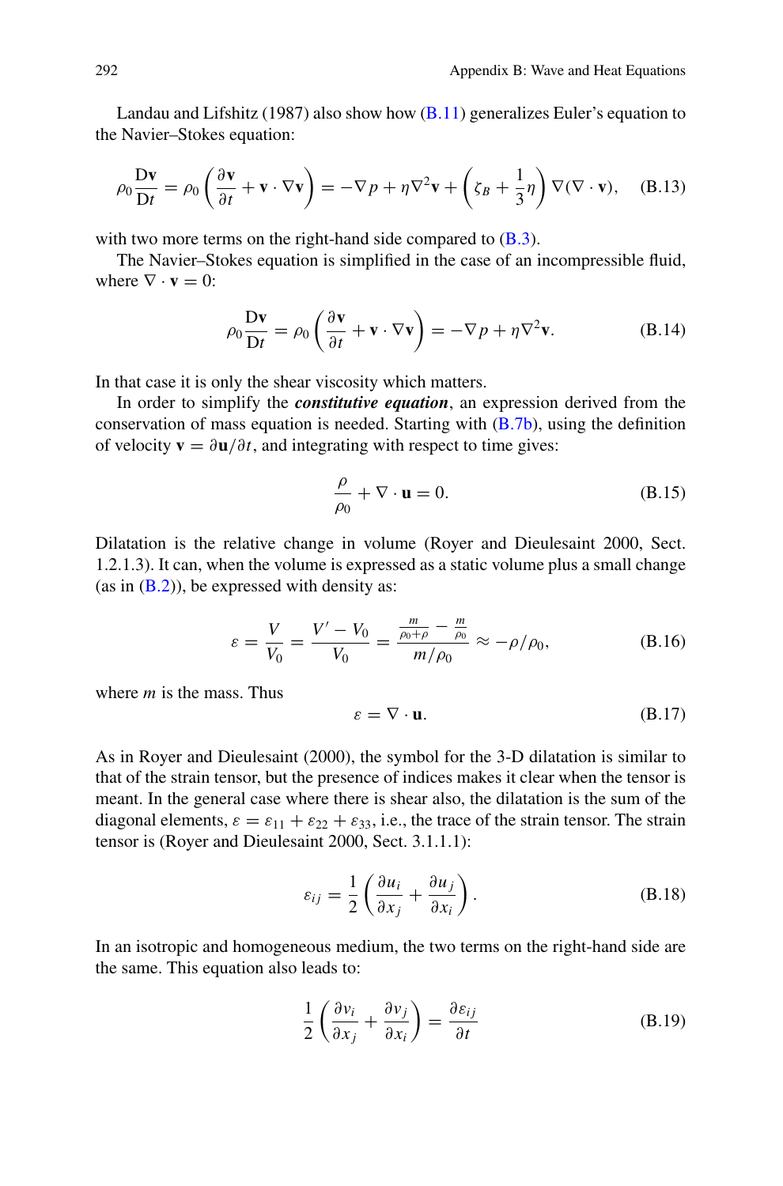Landau and Lifshitz (1987) also show how (B.11) generalizes Euler's equation to the Navier–Stokes equation:

$$\rho_0 \frac{\mathrm{D}\mathbf{v}}{\mathrm{D}t} = \rho_0 \left( \frac{\partial \mathbf{v}}{\partial t} + \mathbf{v} \cdot \nabla \mathbf{v} \right) = -\nabla p + \eta \nabla^2 \mathbf{v} + \left( \zeta_B + \frac{1}{3}\eta \right) \nabla (\nabla \cdot \mathbf{v}), \tag{B.13}$$

with two more terms on the right-hand side compared to (B.3).

The Navier–Stokes equation is simplified in the case of an incompressible fluid, where $\nabla \cdot \mathbf{v} = 0$:

$$\rho_0 \frac{\mathrm{D}\mathbf{v}}{\mathrm{D}t} = \rho_0 \left( \frac{\partial \mathbf{v}}{\partial t} + \mathbf{v} \cdot \nabla \mathbf{v} \right) = -\nabla p + \eta \nabla^2 \mathbf{v}. \tag{B.14}$$

In that case it is only the shear viscosity which matters.

In order to simplify the ***constitutive equation***, an expression derived from the conservation of mass equation is needed. Starting with (B.7b), using the definition of velocity $\mathbf{v} = \partial \mathbf{u} / \partial t$, and integrating with respect to time gives:

$$\frac{\rho}{\rho_0} + \nabla \cdot \mathbf{u} = 0. \tag{B.15}$$

Dilatation is the relative change in volume (Royer and Dieulesaint 2000, Sect. 1.2.1.3). It can, when the volume is expressed as a static volume plus a small change (as in (B.2)), be expressed with density as:

$$\varepsilon = \frac{V}{V_0} = \frac{V' - V_0}{V_0} = \frac{\frac{m}{\rho_0 + \rho} - \frac{m}{\rho_0}}{m/\rho_0} \approx -\rho/\rho_0, \tag{B.16}$$

where $m$ is the mass. Thus

$$\varepsilon = \nabla \cdot \mathbf{u}. \tag{B.17}$$

As in Royer and Dieulesaint (2000), the symbol for the 3-D dilatation is similar to that of the strain tensor, but the presence of indices makes it clear when the tensor is meant. In the general case where there is shear also, the dilatation is the sum of the diagonal elements, $\varepsilon = \varepsilon_{11} + \varepsilon_{22} + \varepsilon_{33}$, i.e., the trace of the strain tensor. The strain tensor is (Royer and Dieulesaint 2000, Sect. 3.1.1.1):

$$\varepsilon_{ij} = \frac{1}{2} \left( \frac{\partial u_i}{\partial x_j} + \frac{\partial u_j}{\partial x_i} \right). \tag{B.18}$$

In an isotropic and homogeneous medium, the two terms on the right-hand side are the same. This equation also leads to:

$$\frac{1}{2} \left( \frac{\partial v_i}{\partial x_j} + \frac{\partial v_j}{\partial x_i} \right) = \frac{\partial \varepsilon_{ij}}{\partial t} \tag{B.19}$$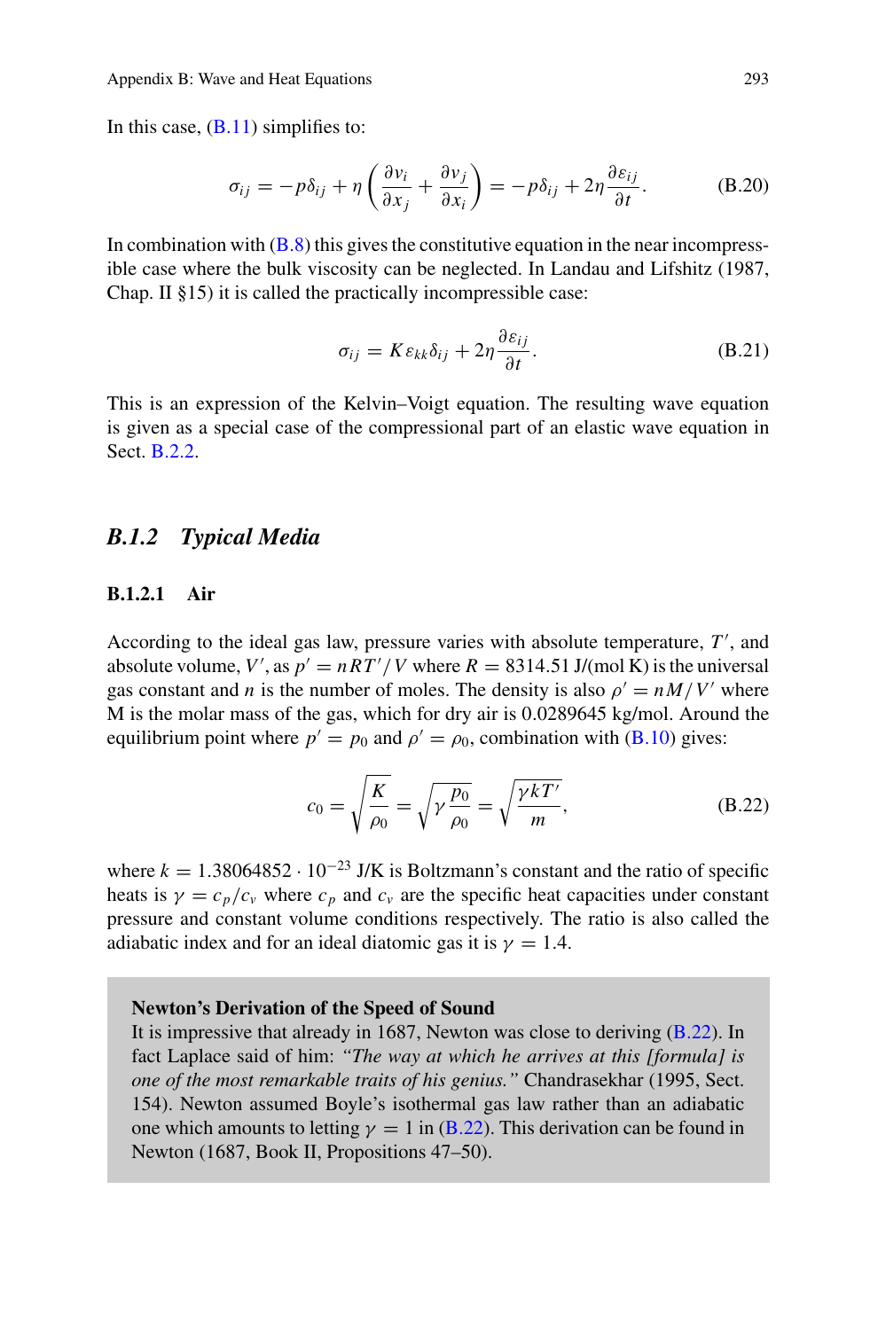In this case, (B.11) simplifies to:

$$\sigma_{ij} = -p\delta_{ij} + \eta \left( \frac{\partial v_i}{\partial x_j} + \frac{\partial v_j}{\partial x_i} \right) = -p\delta_{ij} + 2\eta \frac{\partial \varepsilon_{ij}}{\partial t}. \tag{B.20}$$

In combination with (B.8) this gives the constitutive equation in the near incompressible case where the bulk viscosity can be neglected. In Landau and Lifshitz (1987, Chap. II §15) it is called the practically incompressible case:

$$\sigma_{ij} = K\varepsilon_{kk}\delta_{ij} + 2\eta \frac{\partial \varepsilon_{ij}}{\partial t}. \tag{B.21}$$

This is an expression of the Kelvin–Voigt equation. The resulting wave equation is given as a special case of the compressional part of an elastic wave equation in Sect. B.2.2.

## *B.1.2 Typical Media*

### B.1.2.1 Air

According to the ideal gas law, pressure varies with absolute temperature, $T'$, and absolute volume, $V'$, as $p' = nRT'/V$ where $R = 8314.51$ J/(mol K) is the universal gas constant and $n$ is the number of moles. The density is also $\rho' = nM/V'$ where M is the molar mass of the gas, which for dry air is 0.0289645 kg/mol. Around the equilibrium point where $p' = p_0$ and $\rho' = \rho_0$, combination with (B.10) gives:

$$c_0 = \sqrt{\frac{K}{\rho_0}} = \sqrt{\gamma \frac{p_0}{\rho_0}} = \sqrt{\frac{\gamma k T'}{m}}, \tag{B.22}$$

where $k = 1.38064852 \cdot 10^{-23}$ J/K is Boltzmann's constant and the ratio of specific heats is $\gamma = c_p/c_v$ where $c_p$ and $c_v$ are the specific heat capacities under constant pressure and constant volume conditions respectively. The ratio is also called the adiabatic index and for an ideal diatomic gas it is $\gamma = 1.4$.

**Newton's Derivation of the Speed of Sound**
It is impressive that already in 1687, Newton was close to deriving (B.22). In fact Laplace said of him: *"The way at which he arrives at this [formula] is one of the most remarkable traits of his genius."* Chandrasekhar (1995, Sect. 154). Newton assumed Boyle's isothermal gas law rather than an adiabatic one which amounts to letting $\gamma = 1$ in (B.22). This derivation can be found in Newton (1687, Book II, Propositions 47–50).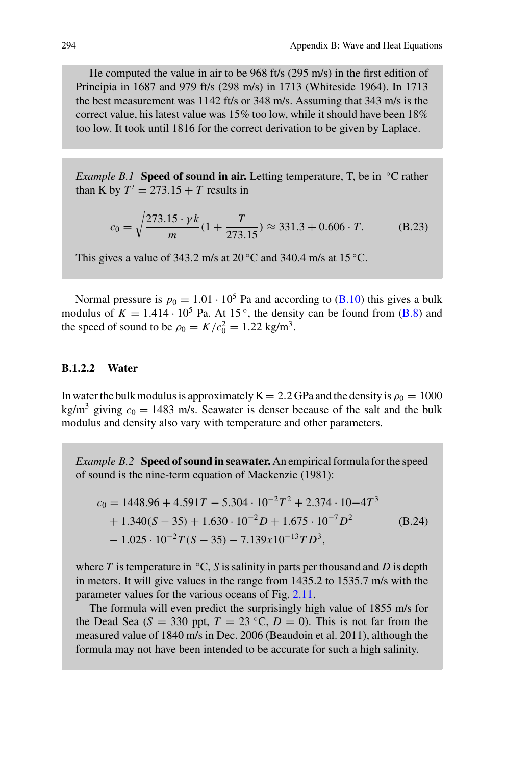He computed the value in air to be 968 ft/s (295 m/s) in the first edition of Principia in 1687 and 979 ft/s (298 m/s) in 1713 (Whiteside 1964). In 1713 the best measurement was 1142 ft/s or 348 m/s. Assuming that 343 m/s is the correct value, his latest value was 15% too low, while it should have been 18% too low. It took until 1816 for the correct derivation to be given by Laplace.

*Example B.1* **Speed of sound in air.** Letting temperature, T, be in °C rather than K by $T' = 273.15 + T$ results in

$$c_0 = \sqrt{\frac{273.15 \cdot \gamma k}{m}(1 + \frac{T}{273.15})} \approx 331.3 + 0.606 \cdot T. \tag{B.23}$$

This gives a value of 343.2 m/s at 20 °C and 340.4 m/s at 15 °C.

Normal pressure is $p_0 = 1.01 \cdot 10^5$ Pa and according to (B.10) this gives a bulk modulus of $K = 1.414 \cdot 10^5$ Pa. At 15°, the density can be found from (B.8) and the speed of sound to be $\rho_0 = K/c_0^2 = 1.22$ kg/m$^3$.

### B.1.2.2 Water

In water the bulk modulus is approximately K = 2.2 GPa and the density is $\rho_0 = 1000$ kg/m$^3$ giving $c_0 = 1483$ m/s. Seawater is denser because of the salt and the bulk modulus and density also vary with temperature and other parameters.

*Example B.2* **Speed of sound in seawater.** An empirical formula for the speed of sound is the nine-term equation of Mackenzie (1981):

$$\begin{aligned} c_0 = {} & 1448.96 + 4.591T - 5.304 \cdot 10^{-2}T^2 + 2.374 \cdot 10{-}4T^3 \\ & + 1.340(S - 35) + 1.630 \cdot 10^{-2}D + 1.675 \cdot 10^{-7}D^2 \\ & - 1.025 \cdot 10^{-2}T(S - 35) - 7.139x10^{-13}TD^3, \end{aligned} \tag{B.24}$$

where $T$ is temperature in °C, $S$ is salinity in parts per thousand and $D$ is depth in meters. It will give values in the range from 1435.2 to 1535.7 m/s with the parameter values for the various oceans of Fig. 2.11.

The formula will even predict the surprisingly high value of 1855 m/s for the Dead Sea ($S = 330$ ppt, $T = 23$ °C, $D = 0$). This is not far from the measured value of 1840 m/s in Dec. 2006 (Beaudoin et al. 2011), although the formula may not have been intended to be accurate for such a high salinity.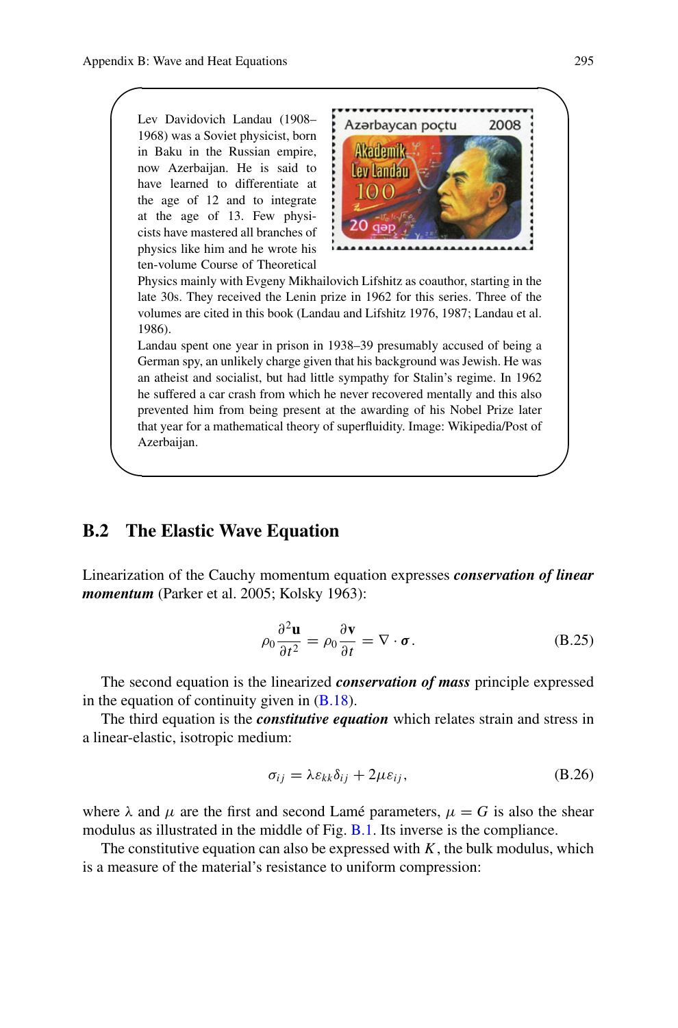Lev Davidovich Landau (1908–1968) was a Soviet physicist, born in Baku in the Russian empire, now Azerbaijan. He is said to have learned to differentiate at the age of 12 and to integrate at the age of 13. Few physicists have mastered all branches of physics like him and he wrote his ten-volume Course of Theoretical Physics mainly with Evgeny Mikhailovich Lifshitz as coauthor, starting in the late 30s. They received the Lenin prize in 1962 for this series. Three of the volumes are cited in this book (Landau and Lifshitz 1976, 1987; Landau et al. 1986).

Landau spent one year in prison in 1938–39 presumably accused of being a German spy, an unlikely charge given that his background was Jewish. He was an atheist and socialist, but had little sympathy for Stalin's regime. In 1962 he suffered a car crash from which he never recovered mentally and this also prevented him from being present at the awarding of his Nobel Prize later that year for a mathematical theory of superfluidity. Image: Wikipedia/Post of Azerbaijan.

## B.2 The Elastic Wave Equation

Linearization of the Cauchy momentum equation expresses ***conservation of linear momentum*** (Parker et al. 2005; Kolsky 1963):

$$\rho_0 \frac{\partial^2 \mathbf{u}}{\partial t^2} = \rho_0 \frac{\partial \mathbf{v}}{\partial t} = \nabla \cdot \boldsymbol{\sigma}. \tag{B.25}$$

The second equation is the linearized ***conservation of mass*** principle expressed in the equation of continuity given in (B.18).

The third equation is the ***constitutive equation*** which relates strain and stress in a linear-elastic, isotropic medium:

$$\sigma_{ij} = \lambda \varepsilon_{kk} \delta_{ij} + 2\mu \varepsilon_{ij}, \tag{B.26}$$

where $\lambda$ and $\mu$ are the first and second Lamé parameters, $\mu = G$ is also the shear modulus as illustrated in the middle of Fig. B.1. Its inverse is the compliance.

The constitutive equation can also be expressed with $K$, the bulk modulus, which is a measure of the material's resistance to uniform compression: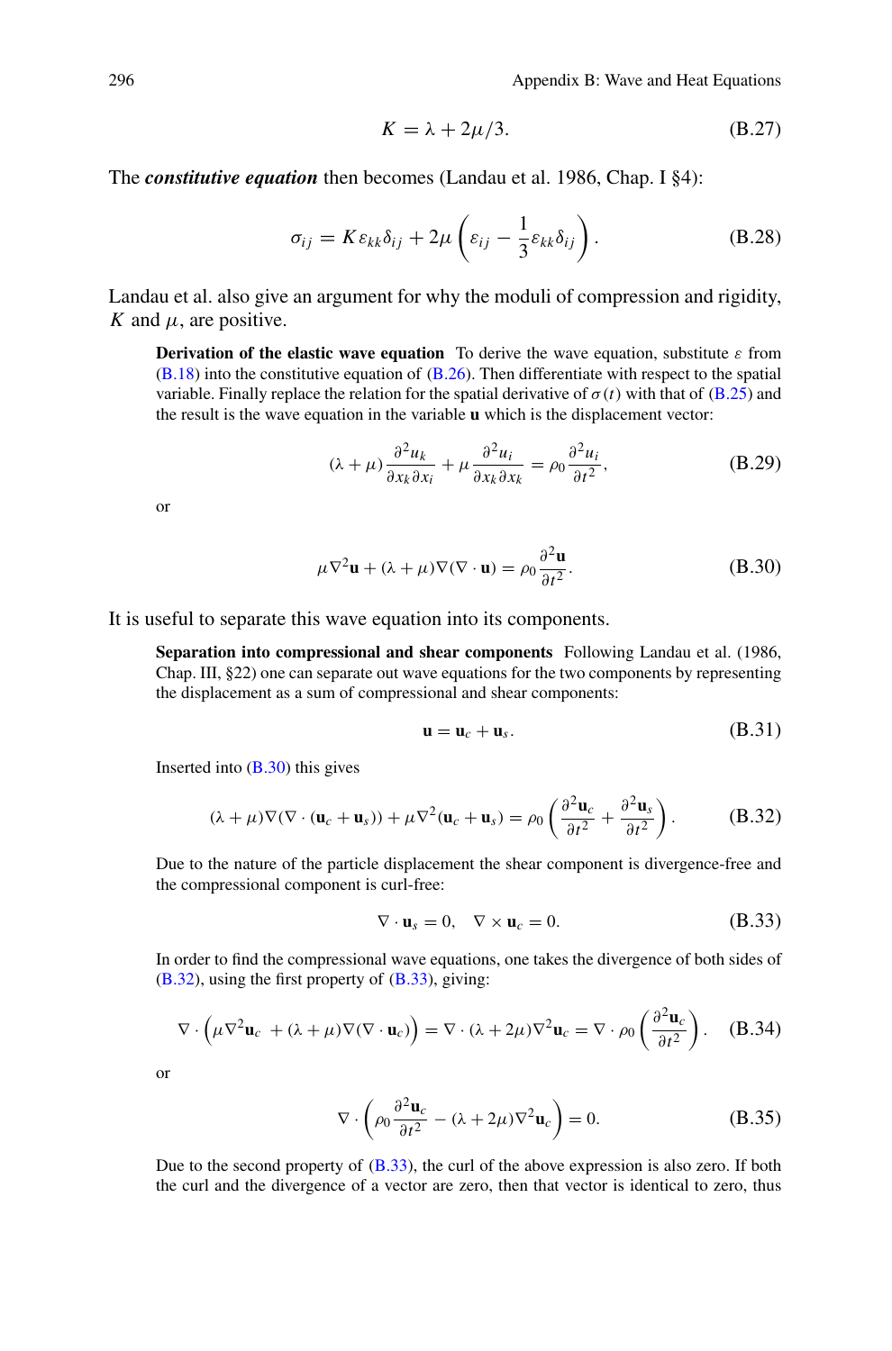$$K = \lambda + 2\mu/3. \tag{B.27}$$

The ***constitutive equation*** then becomes (Landau et al. 1986, Chap. I §4):

$$\sigma_{ij} = K\varepsilon_{kk}\delta_{ij} + 2\mu\left(\varepsilon_{ij} - \frac{1}{3}\varepsilon_{kk}\delta_{ij}\right). \tag{B.28}$$

Landau et al. also give an argument for why the moduli of compression and rigidity, $K$ and $\mu$, are positive.

**Derivation of the elastic wave equation** To derive the wave equation, substitute $\varepsilon$ from (B.18) into the constitutive equation of (B.26). Then differentiate with respect to the spatial variable. Finally replace the relation for the spatial derivative of $\sigma(t)$ with that of (B.25) and the result is the wave equation in the variable $\mathbf{u}$ which is the displacement vector:

$$(\lambda + \mu)\frac{\partial^2 u_k}{\partial x_k \partial x_i} + \mu\frac{\partial^2 u_i}{\partial x_k \partial x_k} = \rho_0 \frac{\partial^2 u_i}{\partial t^2}, \tag{B.29}$$

or

$$\mu\nabla^2\mathbf{u} + (\lambda + \mu)\nabla(\nabla\cdot\mathbf{u}) = \rho_0\frac{\partial^2\mathbf{u}}{\partial t^2}. \tag{B.30}$$

It is useful to separate this wave equation into its components.

**Separation into compressional and shear components** Following Landau et al. (1986, Chap. III, §22) one can separate out wave equations for the two components by representing the displacement as a sum of compressional and shear components:

$$\mathbf{u} = \mathbf{u}_c + \mathbf{u}_s. \tag{B.31}$$

Inserted into (B.30) this gives

$$(\lambda + \mu)\nabla(\nabla\cdot(\mathbf{u}_c + \mathbf{u}_s)) + \mu\nabla^2(\mathbf{u}_c + \mathbf{u}_s) = \rho_0\left(\frac{\partial^2\mathbf{u}_c}{\partial t^2} + \frac{\partial^2\mathbf{u}_s}{\partial t^2}\right). \tag{B.32}$$

Due to the nature of the particle displacement the shear component is divergence-free and the compressional component is curl-free:

$$\nabla\cdot\mathbf{u}_s = 0, \quad \nabla\times\mathbf{u}_c = 0. \tag{B.33}$$

In order to find the compressional wave equations, one takes the divergence of both sides of (B.32), using the first property of (B.33), giving:

$$\nabla\cdot\left(\mu\nabla^2\mathbf{u}_c + (\lambda + \mu)\nabla(\nabla\cdot\mathbf{u}_c)\right) = \nabla\cdot(\lambda + 2\mu)\nabla^2\mathbf{u}_c = \nabla\cdot\rho_0\left(\frac{\partial^2\mathbf{u}_c}{\partial t^2}\right). \tag{B.34}$$

or

$$\nabla\cdot\left(\rho_0\frac{\partial^2\mathbf{u}_c}{\partial t^2} - (\lambda + 2\mu)\nabla^2\mathbf{u}_c\right) = 0. \tag{B.35}$$

Due to the second property of (B.33), the curl of the above expression is also zero. If both the curl and the divergence of a vector are zero, then that vector is identical to zero, thus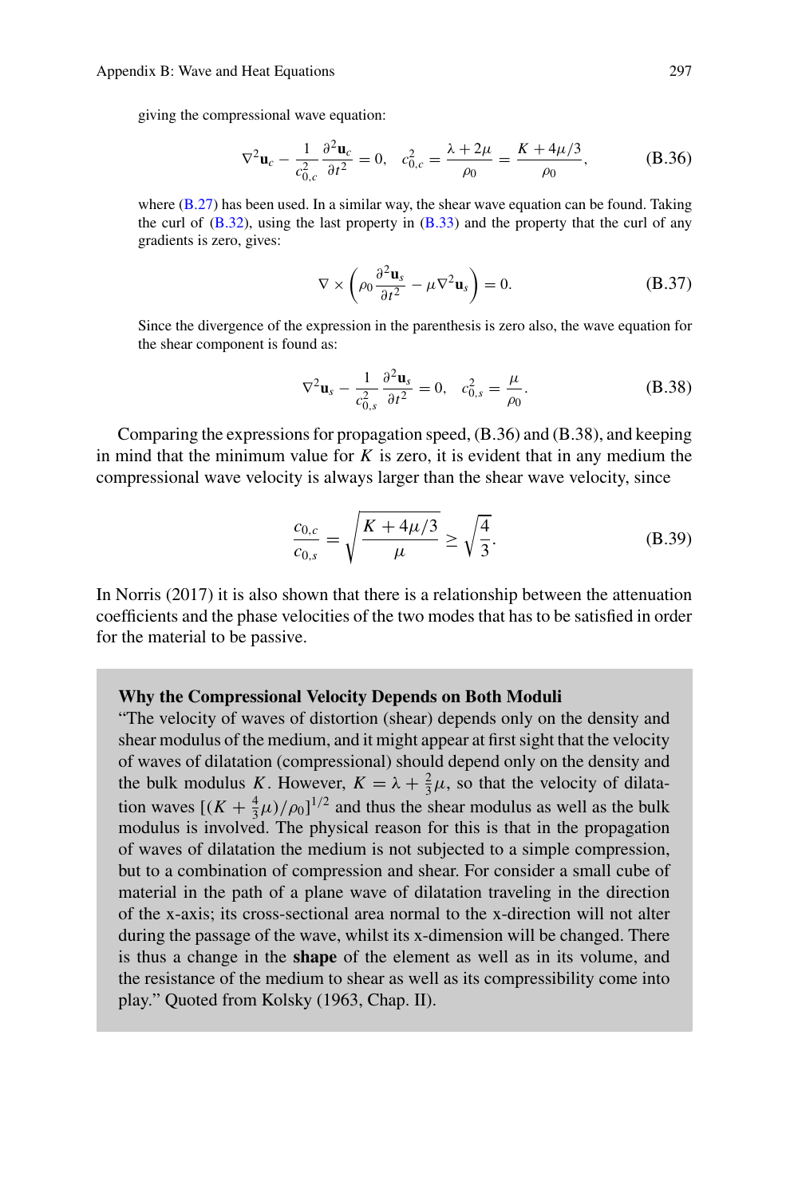giving the compressional wave equation:

$$\nabla^2 \mathbf{u}_c - \frac{1}{c_{0,c}^2}\frac{\partial^2 \mathbf{u}_c}{\partial t^2} = 0, \quad c_{0,c}^2 = \frac{\lambda + 2\mu}{\rho_0} = \frac{K + 4\mu/3}{\rho_0}, \tag{B.36}$$

where (B.27) has been used. In a similar way, the shear wave equation can be found. Taking the curl of (B.32), using the last property in (B.33) and the property that the curl of any gradients is zero, gives:

$$\nabla \times \left(\rho_0 \frac{\partial^2 \mathbf{u}_s}{\partial t^2} - \mu \nabla^2 \mathbf{u}_s\right) = 0. \tag{B.37}$$

Since the divergence of the expression in the parenthesis is zero also, the wave equation for the shear component is found as:

$$\nabla^2 \mathbf{u}_s - \frac{1}{c_{0,s}^2}\frac{\partial^2 \mathbf{u}_s}{\partial t^2} = 0, \quad c_{0,s}^2 = \frac{\mu}{\rho_0}. \tag{B.38}$$

Comparing the expressions for propagation speed, (B.36) and (B.38), and keeping in mind that the minimum value for $K$ is zero, it is evident that in any medium the compressional wave velocity is always larger than the shear wave velocity, since

$$\frac{c_{0,c}}{c_{0,s}} = \sqrt{\frac{K + 4\mu/3}{\mu}} \geq \sqrt{\frac{4}{3}}. \tag{B.39}$$

In Norris (2017) it is also shown that there is a relationship between the attenuation coefficients and the phase velocities of the two modes that has to be satisfied in order for the material to be passive.

> **Why the Compressional Velocity Depends on Both Moduli**
> "The velocity of waves of distortion (shear) depends only on the density and shear modulus of the medium, and it might appear at first sight that the velocity of waves of dilatation (compressional) should depend only on the density and the bulk modulus $K$. However, $K = \lambda + \frac{2}{3}\mu$, so that the velocity of dilatation waves $[(K + \frac{4}{3}\mu)/\rho_0]^{1/2}$ and thus the shear modulus as well as the bulk modulus is involved. The physical reason for this is that in the propagation of waves of dilatation the medium is not subjected to a simple compression, but to a combination of compression and shear. For consider a small cube of material in the path of a plane wave of dilatation traveling in the direction of the x-axis; its cross-sectional area normal to the x-direction will not alter during the passage of the wave, whilst its x-dimension will be changed. There is thus a change in the **shape** of the element as well as in its volume, and the resistance of the medium to shear as well as its compressibility come into play." Quoted from Kolsky (1963, Chap. II).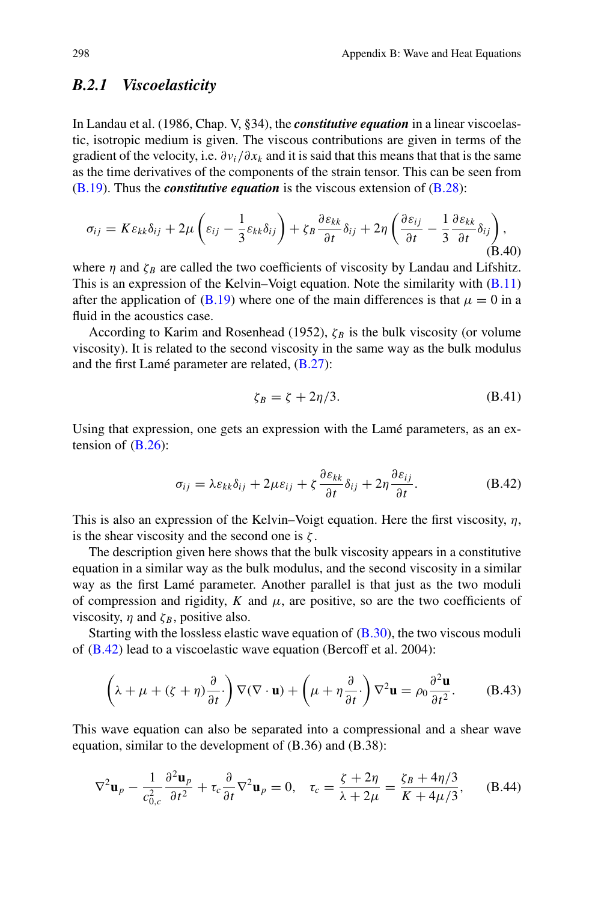### *B.2.1 Viscoelasticity*

In Landau et al. (1986, Chap. V, §34), the ***constitutive equation*** in a linear viscoelastic, isotropic medium is given. The viscous contributions are given in terms of the gradient of the velocity, i.e. $\partial v_i/\partial x_k$ and it is said that this means that that is the same as the time derivatives of the components of the strain tensor. This can be seen from (B.19). Thus the ***constitutive equation*** is the viscous extension of (B.28):

$$\sigma_{ij} = K\varepsilon_{kk}\delta_{ij} + 2\mu\left(\varepsilon_{ij} - \frac{1}{3}\varepsilon_{kk}\delta_{ij}\right) + \zeta_B\frac{\partial\varepsilon_{kk}}{\partial t}\delta_{ij} + 2\eta\left(\frac{\partial\varepsilon_{ij}}{\partial t} - \frac{1}{3}\frac{\partial\varepsilon_{kk}}{\partial t}\delta_{ij}\right), \tag{B.40}$$

where $\eta$ and $\zeta_B$ are called the two coefficients of viscosity by Landau and Lifshitz. This is an expression of the Kelvin–Voigt equation. Note the similarity with (B.11) after the application of (B.19) where one of the main differences is that $\mu = 0$ in a fluid in the acoustics case.

According to Karim and Rosenhead (1952), $\zeta_B$ is the bulk viscosity (or volume viscosity). It is related to the second viscosity in the same way as the bulk modulus and the first Lamé parameter are related, (B.27):

$$\zeta_B = \zeta + 2\eta/3. \tag{B.41}$$

Using that expression, one gets an expression with the Lamé parameters, as an extension of (B.26):

$$\sigma_{ij} = \lambda\varepsilon_{kk}\delta_{ij} + 2\mu\varepsilon_{ij} + \zeta\frac{\partial\varepsilon_{kk}}{\partial t}\delta_{ij} + 2\eta\frac{\partial\varepsilon_{ij}}{\partial t}. \tag{B.42}$$

This is also an expression of the Kelvin–Voigt equation. Here the first viscosity, $\eta$, is the shear viscosity and the second one is $\zeta$.

The description given here shows that the bulk viscosity appears in a constitutive equation in a similar way as the bulk modulus, and the second viscosity in a similar way as the first Lamé parameter. Another parallel is that just as the two moduli of compression and rigidity, $K$ and $\mu$, are positive, so are the two coefficients of viscosity, $\eta$ and $\zeta_B$, positive also.

Starting with the lossless elastic wave equation of (B.30), the two viscous moduli of (B.42) lead to a viscoelastic wave equation (Bercoff et al. 2004):

$$\left(\lambda + \mu + (\zeta + \eta)\frac{\partial}{\partial t}\cdot\right)\nabla(\nabla\cdot\mathbf{u}) + \left(\mu + \eta\frac{\partial}{\partial t}\cdot\right)\nabla^2\mathbf{u} = \rho_0\frac{\partial^2\mathbf{u}}{\partial t^2}. \tag{B.43}$$

This wave equation can also be separated into a compressional and a shear wave equation, similar to the development of (B.36) and (B.38):

$$\nabla^2\mathbf{u}_p - \frac{1}{c_{0,c}^2}\frac{\partial^2\mathbf{u}_p}{\partial t^2} + \tau_c\frac{\partial}{\partial t}\nabla^2\mathbf{u}_p = 0, \quad \tau_c = \frac{\zeta + 2\eta}{\lambda + 2\mu} = \frac{\zeta_B + 4\eta/3}{K + 4\mu/3}, \tag{B.44}$$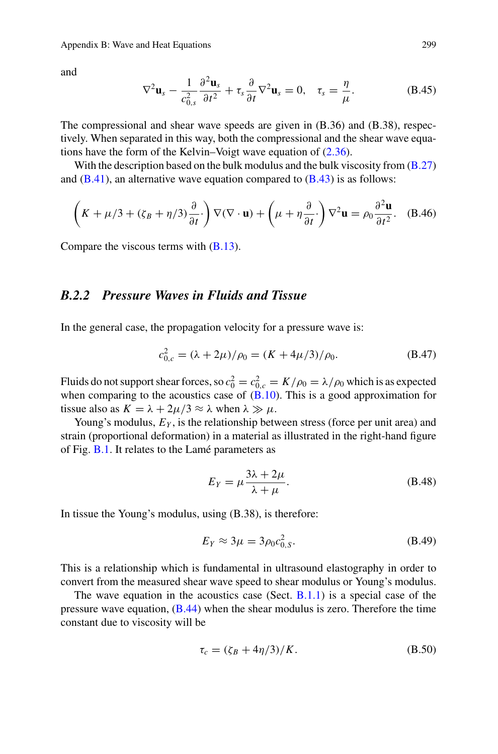and

$$\nabla^2 \mathbf{u}_s - \frac{1}{c_{0,s}^2}\frac{\partial^2 \mathbf{u}_s}{\partial t^2} + \tau_s \frac{\partial}{\partial t}\nabla^2 \mathbf{u}_s = 0, \quad \tau_s = \frac{\eta}{\mu}. \tag{B.45}$$

The compressional and shear wave speeds are given in (B.36) and (B.38), respectively. When separated in this way, both the compressional and the shear wave equations have the form of the Kelvin–Voigt wave equation of (2.36).

With the description based on the bulk modulus and the bulk viscosity from (B.27) and (B.41), an alternative wave equation compared to (B.43) is as follows:

$$\left(K + \mu/3 + (\zeta_B + \eta/3)\frac{\partial}{\partial t}\cdot\right)\nabla(\nabla\cdot\mathbf{u}) + \left(\mu + \eta\frac{\partial}{\partial t}\cdot\right)\nabla^2\mathbf{u} = \rho_0\frac{\partial^2\mathbf{u}}{\partial t^2}. \tag{B.46}$$

Compare the viscous terms with (B.13).

### *B.2.2 Pressure Waves in Fluids and Tissue*

In the general case, the propagation velocity for a pressure wave is:

$$c_{0,c}^2 = (\lambda + 2\mu)/\rho_0 = (K + 4\mu/3)/\rho_0. \tag{B.47}$$

Fluids do not support shear forces, so $c_0^2 = c_{0,c}^2 = K/\rho_0 = \lambda/\rho_0$ which is as expected when comparing to the acoustics case of (B.10). This is a good approximation for tissue also as $K = \lambda + 2\mu/3 \approx \lambda$ when $\lambda \gg \mu$.

Young's modulus, $E_Y$, is the relationship between stress (force per unit area) and strain (proportional deformation) in a material as illustrated in the right-hand figure of Fig. B.1. It relates to the Lamé parameters as

$$E_Y = \mu\frac{3\lambda + 2\mu}{\lambda + \mu}. \tag{B.48}$$

In tissue the Young's modulus, using (B.38), is therefore:

$$E_Y \approx 3\mu = 3\rho_0 c_{0,S}^2. \tag{B.49}$$

This is a relationship which is fundamental in ultrasound elastography in order to convert from the measured shear wave speed to shear modulus or Young's modulus.

The wave equation in the acoustics case (Sect. B.1.1) is a special case of the pressure wave equation, (B.44) when the shear modulus is zero. Therefore the time constant due to viscosity will be

$$\tau_c = (\zeta_B + 4\eta/3)/K. \tag{B.50}$$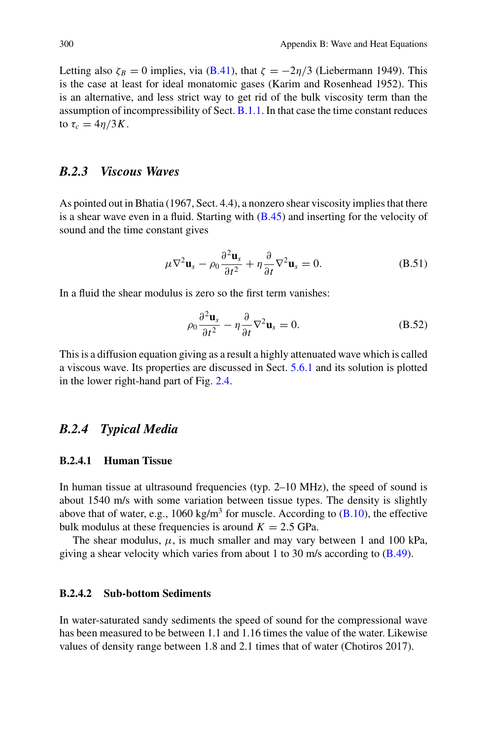Letting also $\zeta_B = 0$ implies, via (B.41), that $\zeta = -2\eta/3$ (Liebermann 1949). This is the case at least for ideal monatomic gases (Karim and Rosenhead 1952). This is an alternative, and less strict way to get rid of the bulk viscosity term than the assumption of incompressibility of Sect. B.1.1. In that case the time constant reduces to $\tau_c = 4\eta/3K$.

### *B.2.3 Viscous Waves*

As pointed out in Bhatia (1967, Sect. 4.4), a nonzero shear viscosity implies that there is a shear wave even in a fluid. Starting with (B.45) and inserting for the velocity of sound and the time constant gives

$$\mu\nabla^2\mathbf{u}_s - \rho_0\frac{\partial^2\mathbf{u}_s}{\partial t^2} + \eta\frac{\partial}{\partial t}\nabla^2\mathbf{u}_s = 0. \tag{B.51}$$

In a fluid the shear modulus is zero so the first term vanishes:

$$\rho_0\frac{\partial^2\mathbf{u}_s}{\partial t^2} - \eta\frac{\partial}{\partial t}\nabla^2\mathbf{u}_s = 0. \tag{B.52}$$

This is a diffusion equation giving as a result a highly attenuated wave which is called a viscous wave. Its properties are discussed in Sect. 5.6.1 and its solution is plotted in the lower right-hand part of Fig. 2.4.

### *B.2.4 Typical Media*

#### B.2.4.1 Human Tissue

In human tissue at ultrasound frequencies (typ. 2–10 MHz), the speed of sound is about 1540 m/s with some variation between tissue types. The density is slightly above that of water, e.g., 1060 kg/m$^3$ for muscle. According to (B.10), the effective bulk modulus at these frequencies is around $K = 2.5$ GPa.

The shear modulus, $\mu$, is much smaller and may vary between 1 and 100 kPa, giving a shear velocity which varies from about 1 to 30 m/s according to (B.49).

#### B.2.4.2 Sub-bottom Sediments

In water-saturated sandy sediments the speed of sound for the compressional wave has been measured to be between 1.1 and 1.16 times the value of the water. Likewise values of density range between 1.8 and 2.1 times that of water (Chotiros 2017).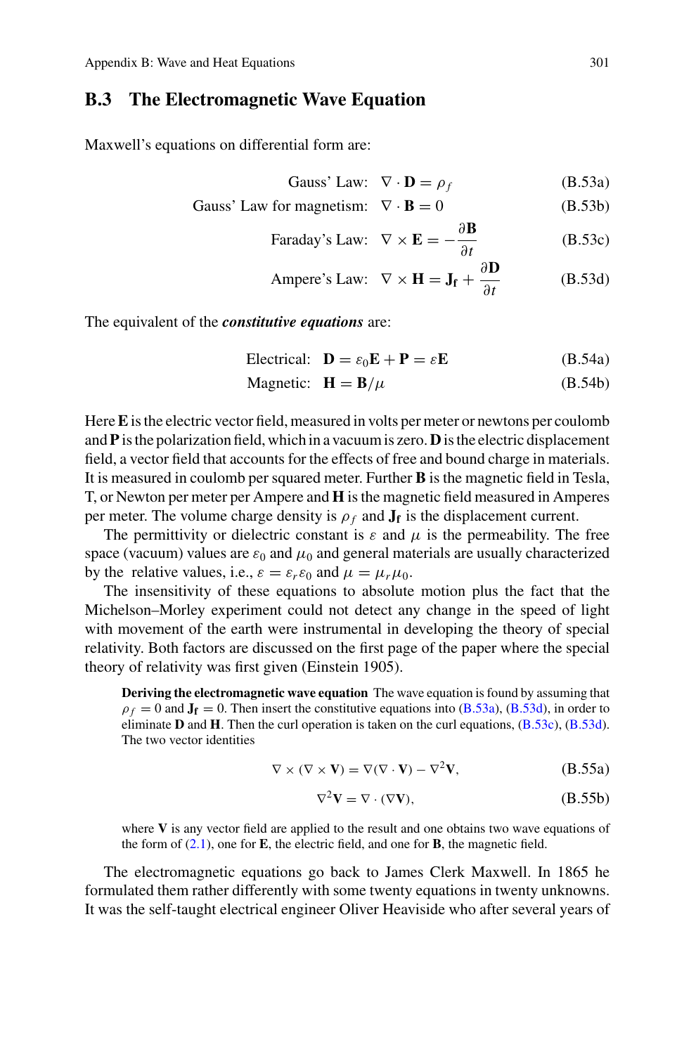## B.3 The Electromagnetic Wave Equation

Maxwell's equations on differential form are:

$$\text{Gauss' Law:} \quad \nabla \cdot \mathbf{D} = \rho_f \tag{B.53a}$$

$$\text{Gauss' Law for magnetism:} \quad \nabla \cdot \mathbf{B} = 0 \tag{B.53b}$$

$$\text{Faraday's Law:} \quad \nabla \times \mathbf{E} = -\frac{\partial \mathbf{B}}{\partial t} \tag{B.53c}$$

$$\text{Ampere's Law:} \quad \nabla \times \mathbf{H} = \mathbf{J_f} + \frac{\partial \mathbf{D}}{\partial t} \tag{B.53d}$$

The equivalent of the ***constitutive equations*** are:

$$\text{Electrical:} \quad \mathbf{D} = \varepsilon_0 \mathbf{E} + \mathbf{P} = \varepsilon \mathbf{E} \tag{B.54a}$$

$$\text{Magnetic:} \quad \mathbf{H} = \mathbf{B}/\mu \tag{B.54b}$$

Here $\mathbf{E}$ is the electric vector field, measured in volts per meter or newtons per coulomb and $\mathbf{P}$ is the polarization field, which in a vacuum is zero. $\mathbf{D}$ is the electric displacement field, a vector field that accounts for the effects of free and bound charge in materials. It is measured in coulomb per squared meter. Further $\mathbf{B}$ is the magnetic field in Tesla, T, or Newton per meter per Ampere and $\mathbf{H}$ is the magnetic field measured in Amperes per meter. The volume charge density is $\rho_f$ and $\mathbf{J_f}$ is the displacement current.

The permittivity or dielectric constant is $\varepsilon$ and $\mu$ is the permeability. The free space (vacuum) values are $\varepsilon_0$ and $\mu_0$ and general materials are usually characterized by the relative values, i.e., $\varepsilon = \varepsilon_r \varepsilon_0$ and $\mu = \mu_r \mu_0$.

The insensitivity of these equations to absolute motion plus the fact that the Michelson–Morley experiment could not detect any change in the speed of light with movement of the earth were instrumental in developing the theory of special relativity. Both factors are discussed on the first page of the paper where the special theory of relativity was first given (Einstein 1905).

**Deriving the electromagnetic wave equation** The wave equation is found by assuming that $\rho_f = 0$ and $\mathbf{J_f} = 0$. Then insert the constitutive equations into (B.53a), (B.53d), in order to eliminate $\mathbf{D}$ and $\mathbf{H}$. Then the curl operation is taken on the curl equations, (B.53c), (B.53d). The two vector identities

$$\nabla \times (\nabla \times \mathbf{V}) = \nabla(\nabla \cdot \mathbf{V}) - \nabla^2 \mathbf{V}, \tag{B.55a}$$

$$\nabla^2 \mathbf{V} = \nabla \cdot (\nabla \mathbf{V}), \tag{B.55b}$$

where $\mathbf{V}$ is any vector field are applied to the result and one obtains two wave equations of the form of (2.1), one for $\mathbf{E}$, the electric field, and one for $\mathbf{B}$, the magnetic field.

The electromagnetic equations go back to James Clerk Maxwell. In 1865 he formulated them rather differently with some twenty equations in twenty unknowns. It was the self-taught electrical engineer Oliver Heaviside who after several years of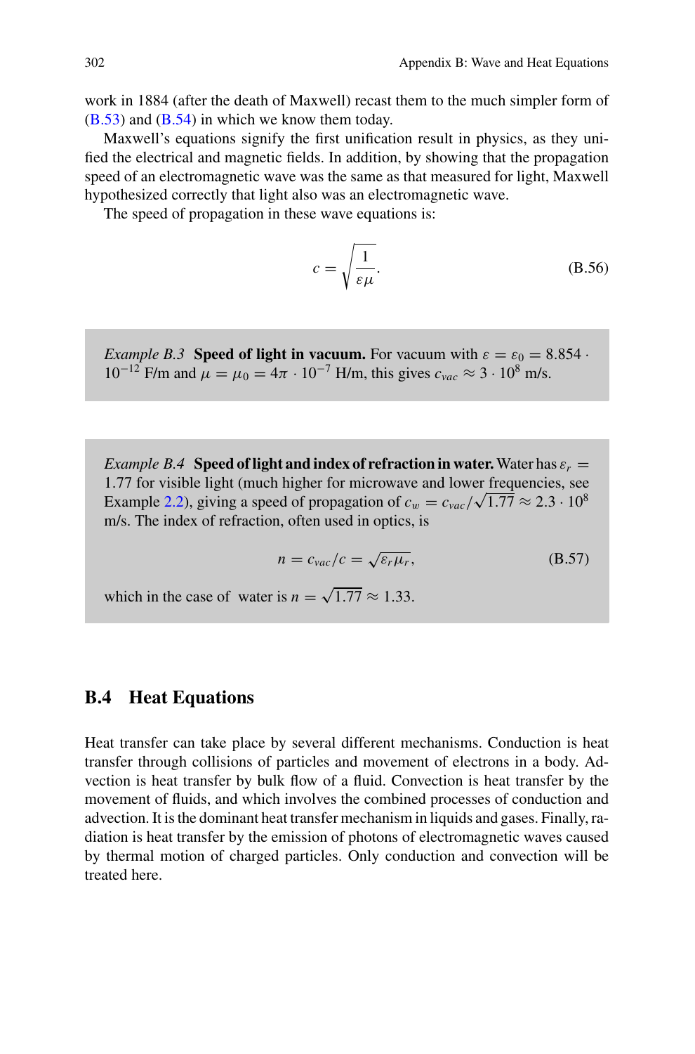work in 1884 (after the death of Maxwell) recast them to the much simpler form of (B.53) and (B.54) in which we know them today.

Maxwell's equations signify the first unification result in physics, as they unified the electrical and magnetic fields. In addition, by showing that the propagation speed of an electromagnetic wave was the same as that measured for light, Maxwell hypothesized correctly that light also was an electromagnetic wave.

The speed of propagation in these wave equations is:

$$c = \sqrt{\frac{1}{\varepsilon\mu}}. \tag{B.56}$$

> *Example B.3* **Speed of light in vacuum.** For vacuum with $\varepsilon = \varepsilon_0 = 8.854 \cdot 10^{-12}$ F/m and $\mu = \mu_0 = 4\pi \cdot 10^{-7}$ H/m, this gives $c_{vac} \approx 3 \cdot 10^8$ m/s.

> *Example B.4* **Speed of light and index of refraction in water.** Water has $\varepsilon_r = 1.77$ for visible light (much higher for microwave and lower frequencies, see Example 2.2), giving a speed of propagation of $c_w = c_{vac}/\sqrt{1.77} \approx 2.3 \cdot 10^8$ m/s. The index of refraction, often used in optics, is
>
> $$n = c_{vac}/c = \sqrt{\varepsilon_r \mu_r}, \tag{B.57}$$
>
> which in the case of water is $n = \sqrt{1.77} \approx 1.33$.

## B.4 Heat Equations

Heat transfer can take place by several different mechanisms. Conduction is heat transfer through collisions of particles and movement of electrons in a body. Advection is heat transfer by bulk flow of a fluid. Convection is heat transfer by the movement of fluids, and which involves the combined processes of conduction and advection. It is the dominant heat transfer mechanism in liquids and gases. Finally, radiation is heat transfer by the emission of photons of electromagnetic waves caused by thermal motion of charged particles. Only conduction and convection will be treated here.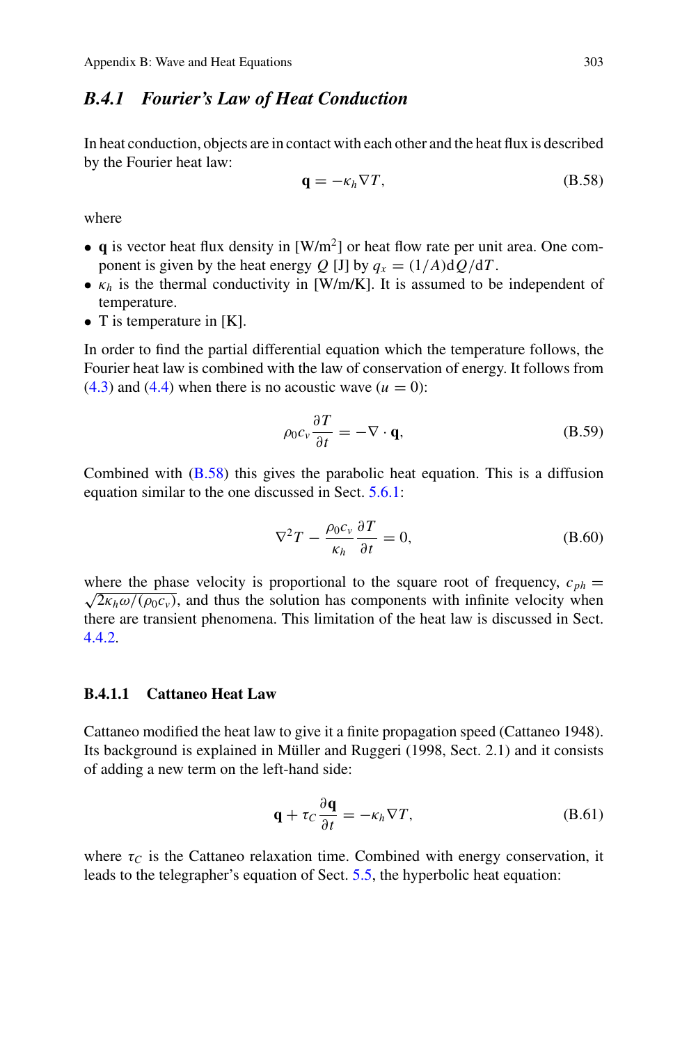### B.4.1 Fourier's Law of Heat Conduction

In heat conduction, objects are in contact with each other and the heat flux is described by the Fourier heat law:

$$\mathbf{q} = -\kappa_h \nabla T, \tag{B.58}$$

where

- $\mathbf{q}$ is vector heat flux density in [W/m$^2$] or heat flow rate per unit area. One component is given by the heat energy $Q$ [J] by $q_x = (1/A)\mathrm{d}Q/\mathrm{d}T$.
- $\kappa_h$ is the thermal conductivity in [W/m/K]. It is assumed to be independent of temperature.
- T is temperature in [K].

In order to find the partial differential equation which the temperature follows, the Fourier heat law is combined with the law of conservation of energy. It follows from (4.3) and (4.4) when there is no acoustic wave ($u = 0$):

$$\rho_0 c_v \frac{\partial T}{\partial t} = -\nabla \cdot \mathbf{q}, \tag{B.59}$$

Combined with (B.58) this gives the parabolic heat equation. This is a diffusion equation similar to the one discussed in Sect. 5.6.1:

$$\nabla^2 T - \frac{\rho_0 c_v}{\kappa_h} \frac{\partial T}{\partial t} = 0, \tag{B.60}$$

where the phase velocity is proportional to the square root of frequency, $c_{ph} = \sqrt{2\kappa_h \omega/(\rho_0 c_v)}$, and thus the solution has components with infinite velocity when there are transient phenomena. This limitation of the heat law is discussed in Sect. 4.4.2.

#### B.4.1.1 Cattaneo Heat Law

Cattaneo modified the heat law to give it a finite propagation speed (Cattaneo 1948). Its background is explained in Müller and Ruggeri (1998, Sect. 2.1) and it consists of adding a new term on the left-hand side:

$$\mathbf{q} + \tau_C \frac{\partial \mathbf{q}}{\partial t} = -\kappa_h \nabla T, \tag{B.61}$$

where $\tau_C$ is the Cattaneo relaxation time. Combined with energy conservation, it leads to the telegrapher's equation of Sect. 5.5, the hyperbolic heat equation: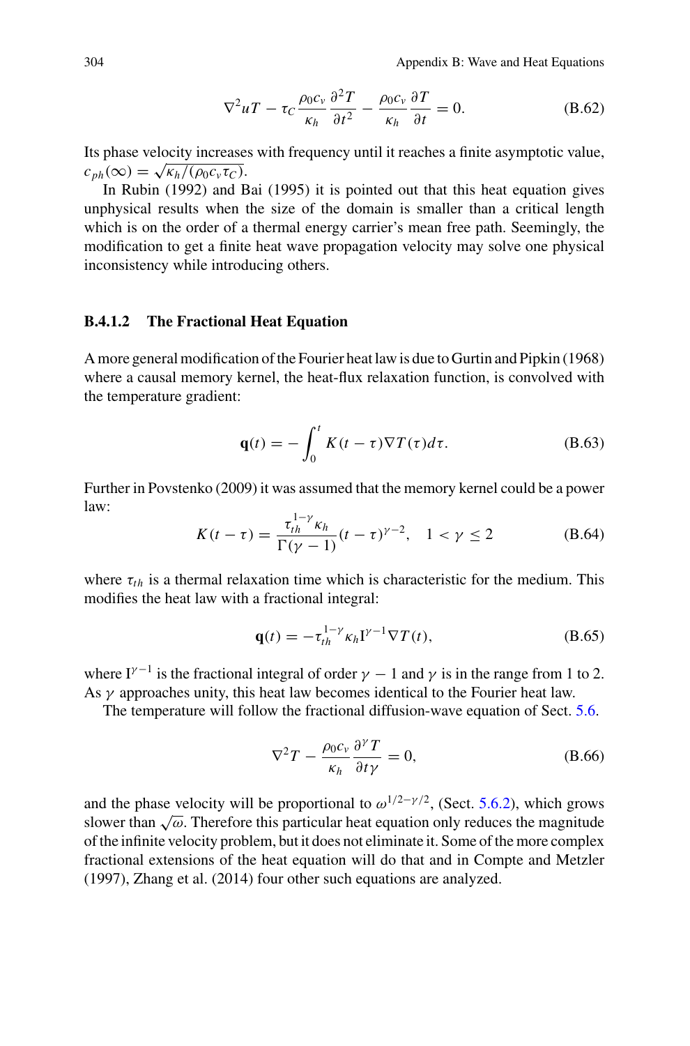$$\nabla^2 uT - \tau_C \frac{\rho_0 c_v}{\kappa_h} \frac{\partial^2 T}{\partial t^2} - \frac{\rho_0 c_v}{\kappa_h} \frac{\partial T}{\partial t} = 0. \tag{B.62}$$

Its phase velocity increases with frequency until it reaches a finite asymptotic value, $c_{ph}(\infty) = \sqrt{\kappa_h/(\rho_0 c_v \tau_C)}$.

In Rubin (1992) and Bai (1995) it is pointed out that this heat equation gives unphysical results when the size of the domain is smaller than a critical length which is on the order of a thermal energy carrier's mean free path. Seemingly, the modification to get a finite heat wave propagation velocity may solve one physical inconsistency while introducing others.

### B.4.1.2 The Fractional Heat Equation

A more general modification of the Fourier heat law is due to Gurtin and Pipkin (1968) where a causal memory kernel, the heat-flux relaxation function, is convolved with the temperature gradient:

$$\mathbf{q}(t) = -\int_0^t K(t-\tau)\nabla T(\tau)d\tau. \tag{B.63}$$

Further in Povstenko (2009) it was assumed that the memory kernel could be a power law:

$$K(t-\tau) = \frac{\tau_{th}^{1-\gamma}\kappa_h}{\Gamma(\gamma-1)}(t-\tau)^{\gamma-2}, \quad 1 < \gamma \leq 2 \tag{B.64}$$

where $\tau_{th}$ is a thermal relaxation time which is characteristic for the medium. This modifies the heat law with a fractional integral:

$$\mathbf{q}(t) = -\tau_{th}^{1-\gamma}\kappa_h \mathrm{I}^{\gamma-1}\nabla T(t), \tag{B.65}$$

where $\mathrm{I}^{\gamma-1}$ is the fractional integral of order $\gamma - 1$ and $\gamma$ is in the range from 1 to 2. As $\gamma$ approaches unity, this heat law becomes identical to the Fourier heat law.

The temperature will follow the fractional diffusion-wave equation of Sect. 5.6.

$$\nabla^2 T - \frac{\rho_0 c_v}{\kappa_h} \frac{\partial^\gamma T}{\partial t \gamma} = 0, \tag{B.66}$$

and the phase velocity will be proportional to $\omega^{1/2-\gamma/2}$, (Sect. 5.6.2), which grows slower than $\sqrt{\omega}$. Therefore this particular heat equation only reduces the magnitude of the infinite velocity problem, but it does not eliminate it. Some of the more complex fractional extensions of the heat equation will do that and in Compte and Metzler (1997), Zhang et al. (2014) four other such equations are analyzed.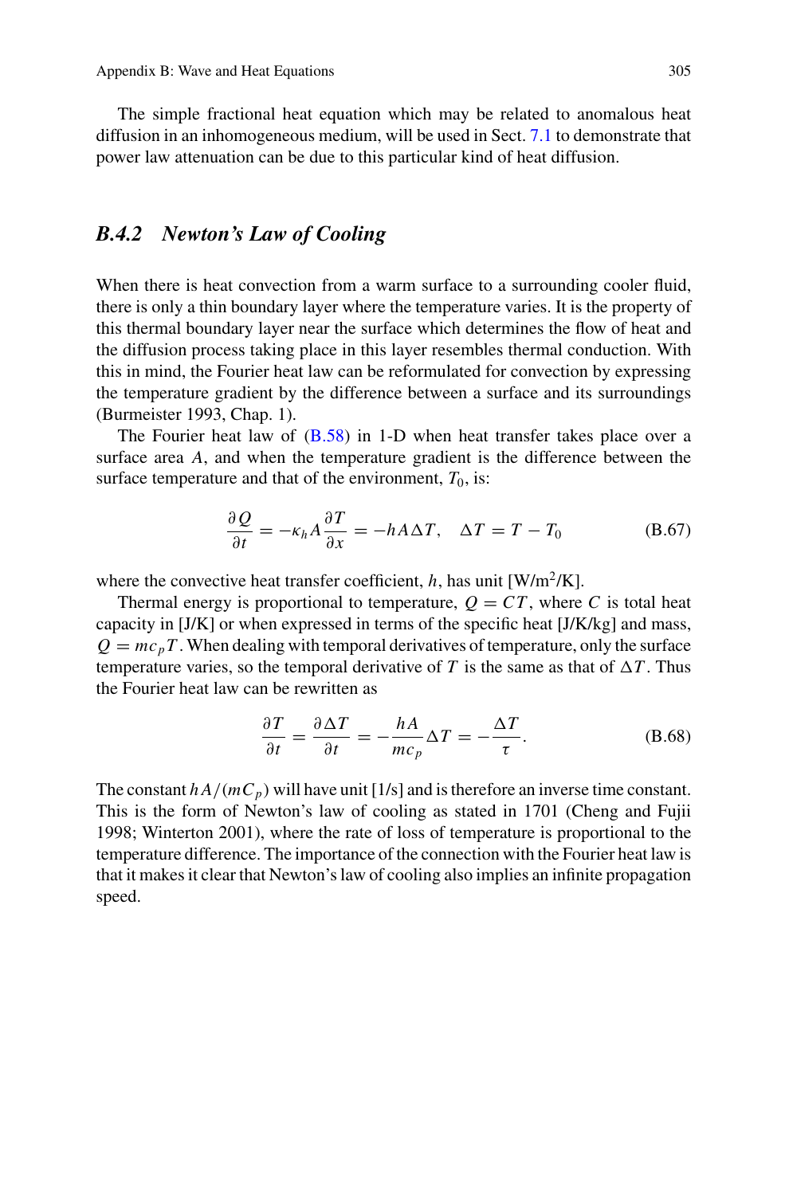The simple fractional heat equation which may be related to anomalous heat diffusion in an inhomogeneous medium, will be used in Sect. 7.1 to demonstrate that power law attenuation can be due to this particular kind of heat diffusion.

### B.4.2 *Newton's Law of Cooling*

When there is heat convection from a warm surface to a surrounding cooler fluid, there is only a thin boundary layer where the temperature varies. It is the property of this thermal boundary layer near the surface which determines the flow of heat and the diffusion process taking place in this layer resembles thermal conduction. With this in mind, the Fourier heat law can be reformulated for convection by expressing the temperature gradient by the difference between a surface and its surroundings (Burmeister 1993, Chap. 1).

The Fourier heat law of (B.58) in 1-D when heat transfer takes place over a surface area $A$, and when the temperature gradient is the difference between the surface temperature and that of the environment, $T_0$, is:

$$\frac{\partial Q}{\partial t} = -\kappa_h A \frac{\partial T}{\partial x} = -hA\Delta T, \quad \Delta T = T - T_0 \tag{B.67}$$

where the convective heat transfer coefficient, $h$, has unit [W/m$^2$/K].

Thermal energy is proportional to temperature, $Q = CT$, where $C$ is total heat capacity in [J/K] or when expressed in terms of the specific heat [J/K/kg] and mass, $Q = mc_pT$. When dealing with temporal derivatives of temperature, only the surface temperature varies, so the temporal derivative of $T$ is the same as that of $\Delta T$. Thus the Fourier heat law can be rewritten as

$$\frac{\partial T}{\partial t} = \frac{\partial \Delta T}{\partial t} = -\frac{hA}{mc_p}\Delta T = -\frac{\Delta T}{\tau}. \tag{B.68}$$

The constant $hA/(mC_p)$ will have unit [1/s] and is therefore an inverse time constant. This is the form of Newton's law of cooling as stated in 1701 (Cheng and Fujii 1998; Winterton 2001), where the rate of loss of temperature is proportional to the temperature difference. The importance of the connection with the Fourier heat law is that it makes it clear that Newton's law of cooling also implies an infinite propagation speed.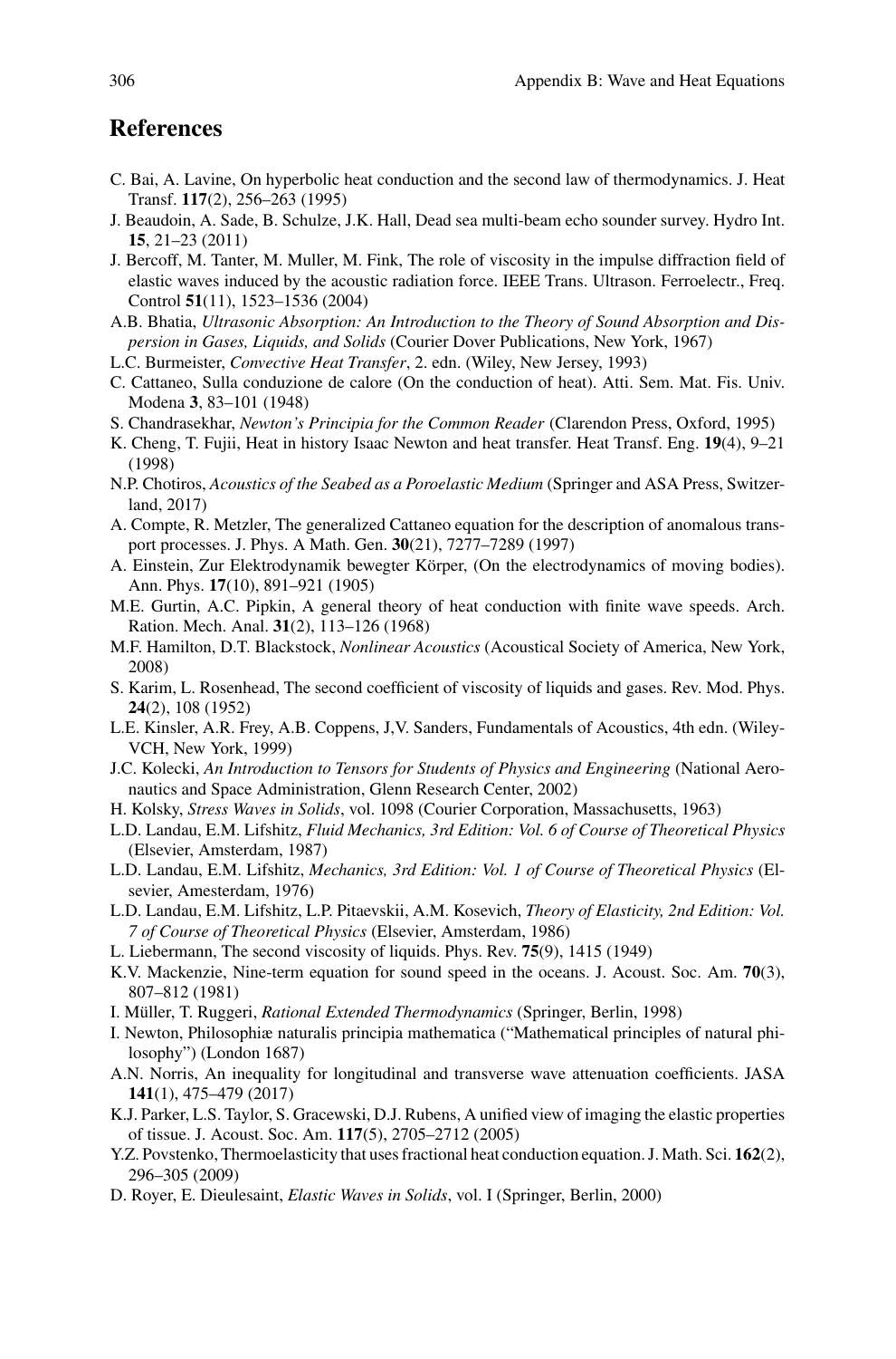## References

C. Bai, A. Lavine, On hyperbolic heat conduction and the second law of thermodynamics. J. Heat Transf. **117**(2), 256–263 (1995)

J. Beaudoin, A. Sade, B. Schulze, J.K. Hall, Dead sea multi-beam echo sounder survey. Hydro Int. **15**, 21–23 (2011)

J. Bercoff, M. Tanter, M. Muller, M. Fink, The role of viscosity in the impulse diffraction field of elastic waves induced by the acoustic radiation force. IEEE Trans. Ultrason. Ferroelectr., Freq. Control **51**(11), 1523–1536 (2004)

A.B. Bhatia, *Ultrasonic Absorption: An Introduction to the Theory of Sound Absorption and Dispersion in Gases, Liquids, and Solids* (Courier Dover Publications, New York, 1967)

L.C. Burmeister, *Convective Heat Transfer*, 2. edn. (Wiley, New Jersey, 1993)

C. Cattaneo, Sulla conduzione de calore (On the conduction of heat). Atti. Sem. Mat. Fis. Univ. Modena **3**, 83–101 (1948)

S. Chandrasekhar, *Newton's Principia for the Common Reader* (Clarendon Press, Oxford, 1995)

K. Cheng, T. Fujii, Heat in history Isaac Newton and heat transfer. Heat Transf. Eng. **19**(4), 9–21 (1998)

N.P. Chotiros, *Acoustics of the Seabed as a Poroelastic Medium* (Springer and ASA Press, Switzerland, 2017)

A. Compte, R. Metzler, The generalized Cattaneo equation for the description of anomalous transport processes. J. Phys. A Math. Gen. **30**(21), 7277–7289 (1997)

A. Einstein, Zur Elektrodynamik bewegter Körper, (On the electrodynamics of moving bodies). Ann. Phys. **17**(10), 891–921 (1905)

M.E. Gurtin, A.C. Pipkin, A general theory of heat conduction with finite wave speeds. Arch. Ration. Mech. Anal. **31**(2), 113–126 (1968)

M.F. Hamilton, D.T. Blackstock, *Nonlinear Acoustics* (Acoustical Society of America, New York, 2008)

S. Karim, L. Rosenhead, The second coefficient of viscosity of liquids and gases. Rev. Mod. Phys. **24**(2), 108 (1952)

L.E. Kinsler, A.R. Frey, A.B. Coppens, J,V. Sanders, Fundamentals of Acoustics, 4th edn. (Wiley-VCH, New York, 1999)

J.C. Kolecki, *An Introduction to Tensors for Students of Physics and Engineering* (National Aeronautics and Space Administration, Glenn Research Center, 2002)

H. Kolsky, *Stress Waves in Solids*, vol. 1098 (Courier Corporation, Massachusetts, 1963)

L.D. Landau, E.M. Lifshitz, *Fluid Mechanics, 3rd Edition: Vol. 6 of Course of Theoretical Physics* (Elsevier, Amsterdam, 1987)

L.D. Landau, E.M. Lifshitz, *Mechanics, 3rd Edition: Vol. 1 of Course of Theoretical Physics* (Elsevier, Amesterdam, 1976)

L.D. Landau, E.M. Lifshitz, L.P. Pitaevskii, A.M. Kosevich, *Theory of Elasticity, 2nd Edition: Vol. 7 of Course of Theoretical Physics* (Elsevier, Amsterdam, 1986)

L. Liebermann, The second viscosity of liquids. Phys. Rev. **75**(9), 1415 (1949)

K.V. Mackenzie, Nine-term equation for sound speed in the oceans. J. Acoust. Soc. Am. **70**(3), 807–812 (1981)

I. Müller, T. Ruggeri, *Rational Extended Thermodynamics* (Springer, Berlin, 1998)

I. Newton, Philosophiæ naturalis principia mathematica ("Mathematical principles of natural philosophy") (London 1687)

A.N. Norris, An inequality for longitudinal and transverse wave attenuation coefficients. JASA **141**(1), 475–479 (2017)

K.J. Parker, L.S. Taylor, S. Gracewski, D.J. Rubens, A unified view of imaging the elastic properties of tissue. J. Acoust. Soc. Am. **117**(5), 2705–2712 (2005)

Y.Z. Povstenko, Thermoelasticity that uses fractional heat conduction equation. J. Math. Sci. **162**(2), 296–305 (2009)

D. Royer, E. Dieulesaint, *Elastic Waves in Solids*, vol. I (Springer, Berlin, 2000)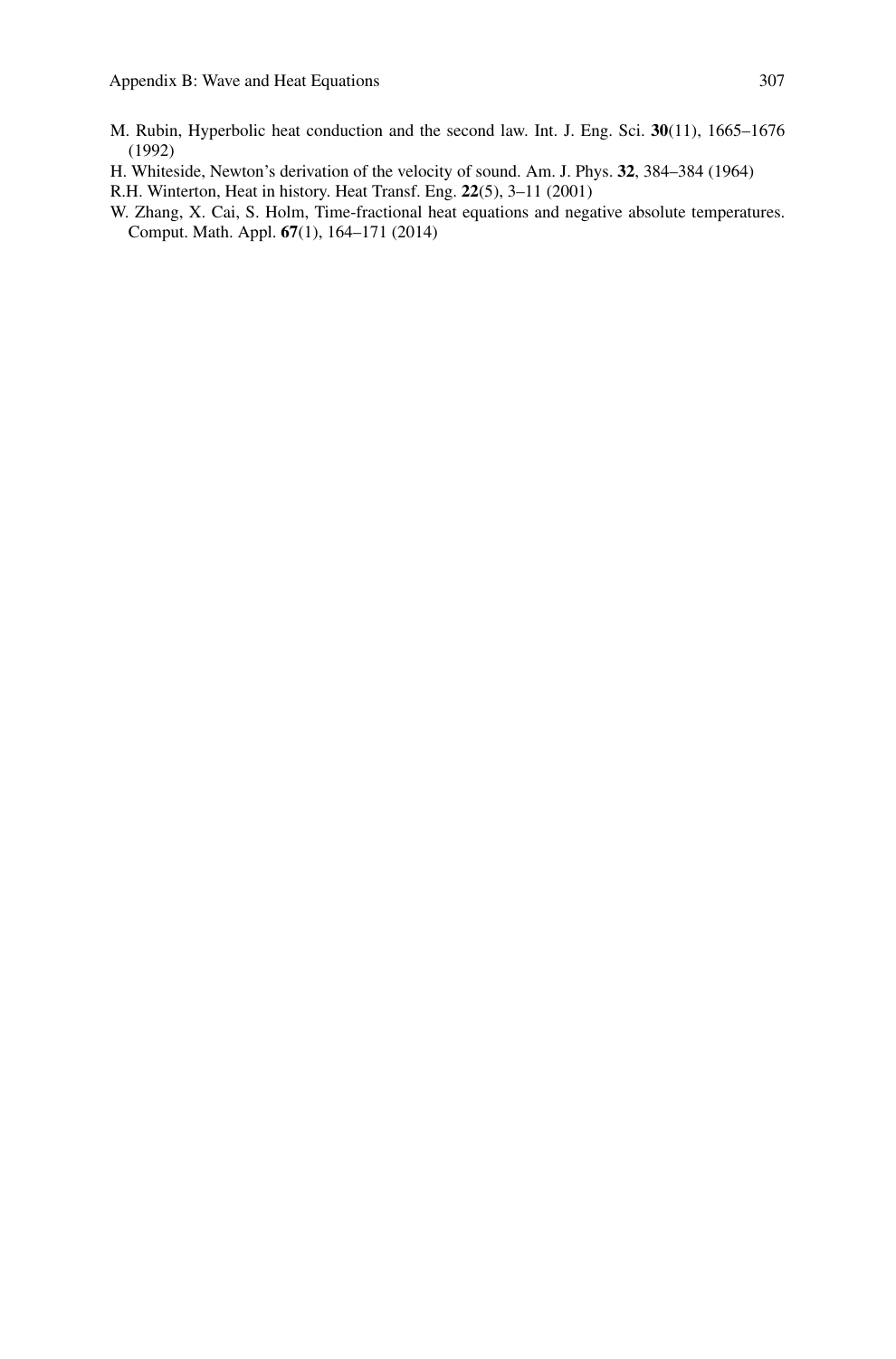M. Rubin, Hyperbolic heat conduction and the second law. Int. J. Eng. Sci. **30**(11), 1665–1676 (1992)

H. Whiteside, Newton's derivation of the velocity of sound. Am. J. Phys. **32**, 384–384 (1964)

R.H. Winterton, Heat in history. Heat Transf. Eng. **22**(5), 3–11 (2001)

W. Zhang, X. Cai, S. Holm, Time-fractional heat equations and negative absolute temperatures. Comput. Math. Appl. **67**(1), 164–171 (2014)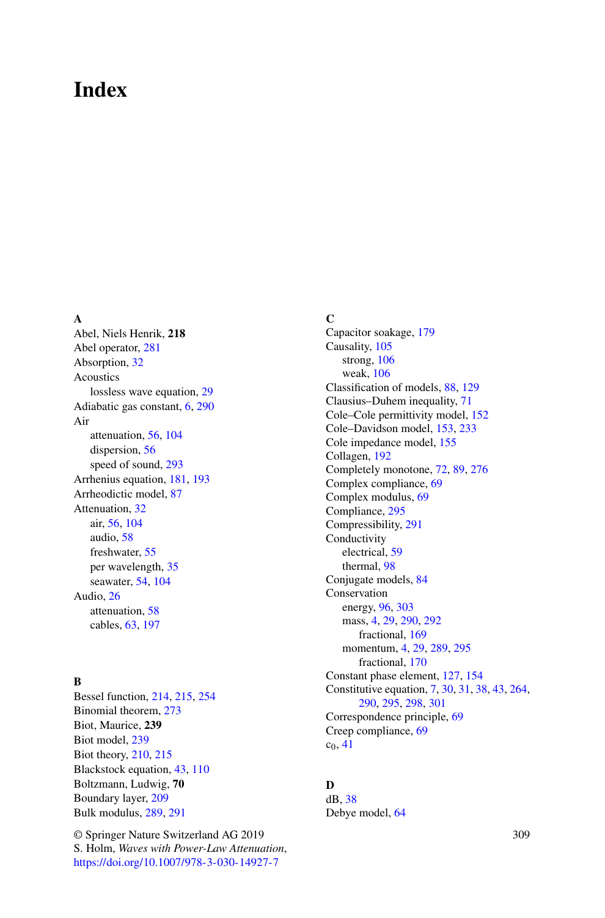# Index

**A**

Abel, Niels Henrik, **218**
Abel operator, 281
Absorption, 32
Acoustics
 lossless wave equation, 29
Adiabatic gas constant, 6, 290
Air
 attenuation, 56, 104
 dispersion, 56
 speed of sound, 293
Arrhenius equation, 181, 193
Arrheodictic model, 87
Attenuation, 32
 air, 56, 104
 audio, 58
 freshwater, 55
 per wavelength, 35
 seawater, 54, 104
Audio, 26
 attenuation, 58
 cables, 63, 197

**B**

Bessel function, 214, 215, 254
Binomial theorem, 273
Biot, Maurice, **239**
Biot model, 239
Biot theory, 210, 215
Blackstock equation, 43, 110
Boltzmann, Ludwig, **70**
Boundary layer, 209
Bulk modulus, 289, 291

**C**

Capacitor soakage, 179
Causality, 105
 strong, 106
 weak, 106
Classification of models, 88, 129
Clausius–Duhem inequality, 71
Cole–Cole permittivity model, 152
Cole–Davidson model, 153, 233
Cole impedance model, 155
Collagen, 192
Completely monotone, 72, 89, 276
Complex compliance, 69
Complex modulus, 69
Compliance, 295
Compressibility, 291
Conductivity
 electrical, 59
 thermal, 98
Conjugate models, 84
Conservation
 energy, 96, 303
 mass, 4, 29, 290, 292
  fractional, 169
 momentum, 4, 29, 289, 295
  fractional, 170
Constant phase element, 127, 154
Constitutive equation, 7, 30, 31, 38, 43, 264, 290, 295, 298, 301
Correspondence principle, 69
Creep compliance, 69
$c_0$, 41

**D**

dB, 38
Debye model, 64

© Springer Nature Switzerland AG 2019
S. Holm, *Waves with Power-Law Attenuation*,
https://doi.org/10.1007/978-3-030-14927-7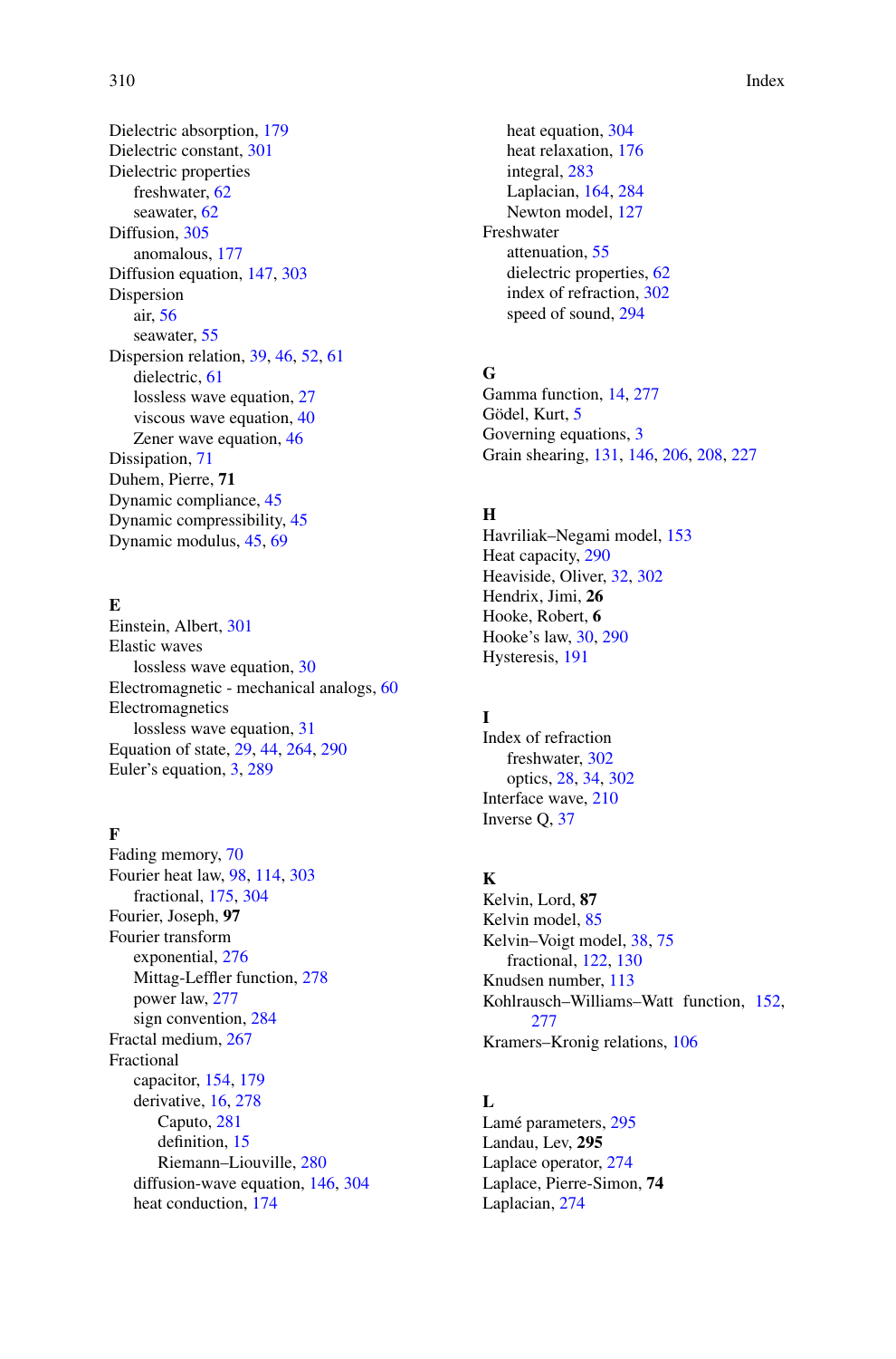Dielectric absorption, 179
Dielectric constant, 301
Dielectric properties
  freshwater, 62
  seawater, 62
Diffusion, 305
  anomalous, 177
Diffusion equation, 147, 303
Dispersion
  air, 56
  seawater, 55
Dispersion relation, 39, 46, 52, 61
  dielectric, 61
  lossless wave equation, 27
  viscous wave equation, 40
  Zener wave equation, 46
Dissipation, 71
Duhem, Pierre, **71**
Dynamic compliance, 45
Dynamic compressibility, 45
Dynamic modulus, 45, 69

**E**
Einstein, Albert, 301
Elastic waves
  lossless wave equation, 30
Electromagnetic - mechanical analogs, 60
Electromagnetics
  lossless wave equation, 31
Equation of state, 29, 44, 264, 290
Euler's equation, 3, 289

**F**
Fading memory, 70
Fourier heat law, 98, 114, 303
  fractional, 175, 304
Fourier, Joseph, **97**
Fourier transform
  exponential, 276
  Mittag-Leffler function, 278
  power law, 277
  sign convention, 284
Fractal medium, 267
Fractional
  capacitor, 154, 179
  derivative, 16, 278
    Caputo, 281
    definition, 15
    Riemann–Liouville, 280
  diffusion-wave equation, 146, 304
  heat conduction, 174
  heat equation, 304
  heat relaxation, 176
  integral, 283
  Laplacian, 164, 284
  Newton model, 127
Freshwater
  attenuation, 55
  dielectric properties, 62
  index of refraction, 302
  speed of sound, 294

**G**
Gamma function, 14, 277
Gödel, Kurt, 5
Governing equations, 3
Grain shearing, 131, 146, 206, 208, 227

**H**
Havriliak–Negami model, 153
Heat capacity, 290
Heaviside, Oliver, 32, 302
Hendrix, Jimi, **26**
Hooke, Robert, **6**
Hooke's law, 30, 290
Hysteresis, 191

**I**
Index of refraction
  freshwater, 302
  optics, 28, 34, 302
Interface wave, 210
Inverse Q, 37

**K**
Kelvin, Lord, **87**
Kelvin model, 85
Kelvin–Voigt model, 38, 75
  fractional, 122, 130
Knudsen number, 113
Kohlrausch–Williams–Watt function, 152, 277
Kramers–Kronig relations, 106

**L**
Lamé parameters, 295
Landau, Lev, **295**
Laplace operator, 274
Laplace, Pierre-Simon, **74**
Laplacian, 274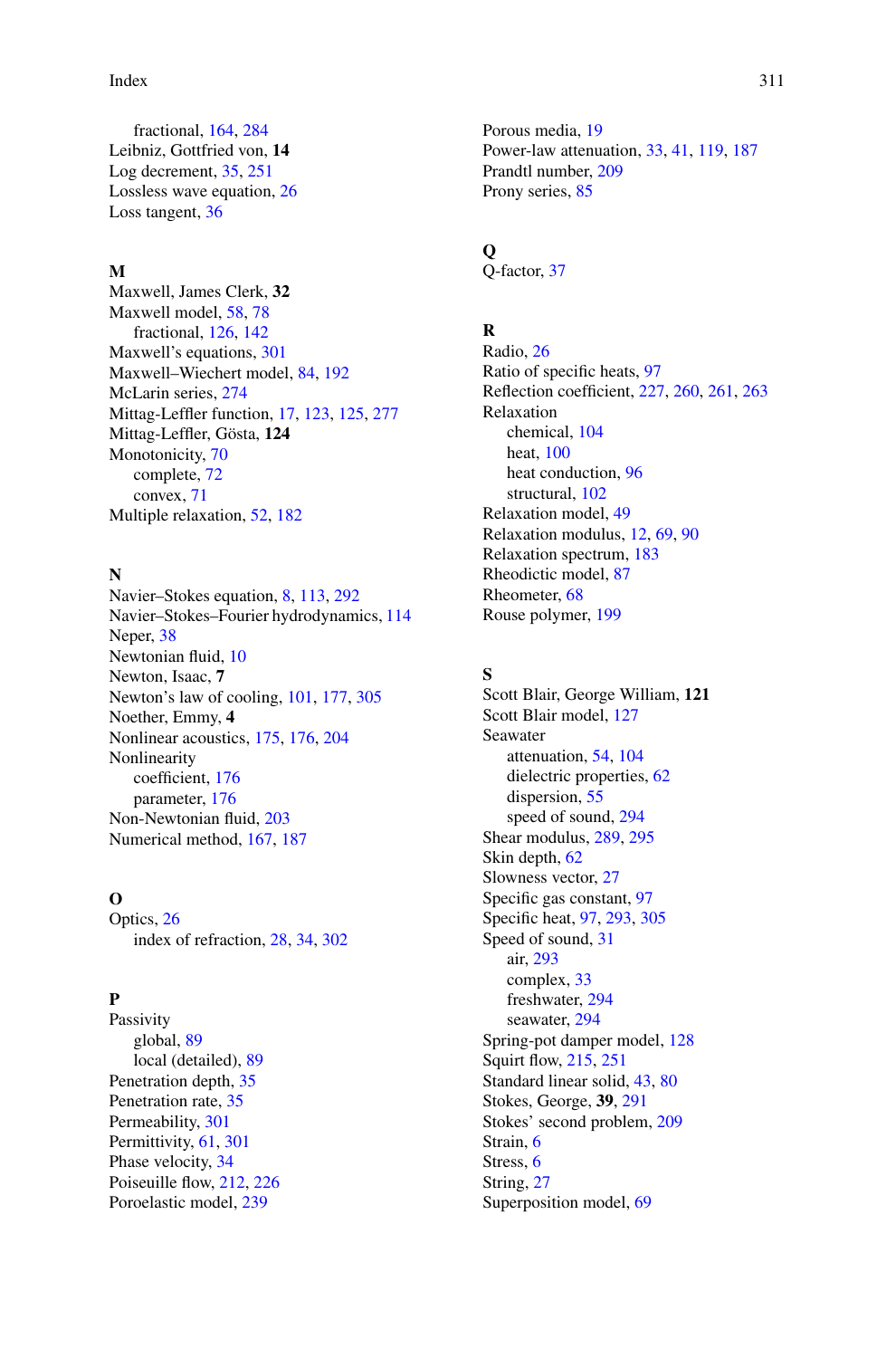fractional, 164, 284
Leibniz, Gottfried von, **14**
Log decrement, 35, 251
Lossless wave equation, 26
Loss tangent, 36

**M**
Maxwell, James Clerk, **32**
Maxwell model, 58, 78
  fractional, 126, 142
Maxwell's equations, 301
Maxwell–Wiechert model, 84, 192
McLarin series, 274
Mittag-Leffler function, 17, 123, 125, 277
Mittag-Leffler, Gösta, **124**
Monotonicity, 70
  complete, 72
  convex, 71
Multiple relaxation, 52, 182

**N**
Navier–Stokes equation, 8, 113, 292
Navier–Stokes–Fourier hydrodynamics, 114
Neper, 38
Newtonian fluid, 10
Newton, Isaac, **7**
Newton's law of cooling, 101, 177, 305
Noether, Emmy, **4**
Nonlinear acoustics, 175, 176, 204
Nonlinearity
  coefficient, 176
  parameter, 176
Non-Newtonian fluid, 203
Numerical method, 167, 187

**O**
Optics, 26
  index of refraction, 28, 34, 302

**P**
Passivity
  global, 89
  local (detailed), 89
Penetration depth, 35
Penetration rate, 35
Permeability, 301
Permittivity, 61, 301
Phase velocity, 34
Poiseuille flow, 212, 226
Poroelastic model, 239
Porous media, 19
Power-law attenuation, 33, 41, 119, 187
Prandtl number, 209
Prony series, 85

**Q**
Q-factor, 37

**R**
Radio, 26
Ratio of specific heats, 97
Reflection coefficient, 227, 260, 261, 263
Relaxation
  chemical, 104
  heat, 100
  heat conduction, 96
  structural, 102
Relaxation model, 49
Relaxation modulus, 12, 69, 90
Relaxation spectrum, 183
Rheodictic model, 87
Rheometer, 68
Rouse polymer, 199

**S**
Scott Blair, George William, **121**
Scott Blair model, 127
Seawater
  attenuation, 54, 104
  dielectric properties, 62
  dispersion, 55
  speed of sound, 294
Shear modulus, 289, 295
Skin depth, 62
Slowness vector, 27
Specific gas constant, 97
Specific heat, 97, 293, 305
Speed of sound, 31
  air, 293
  complex, 33
  freshwater, 294
  seawater, 294
Spring-pot damper model, 128
Squirt flow, 215, 251
Standard linear solid, 43, 80
Stokes, George, **39**, 291
Stokes' second problem, 209
Strain, 6
Stress, 6
String, 27
Superposition model, 69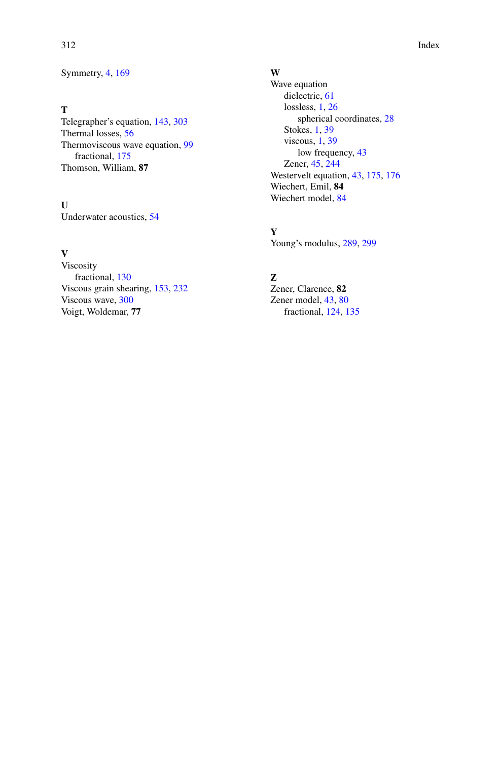Symmetry, 4, 169

**T**

Telegrapher's equation, 143, 303
Thermal losses, 56
Thermoviscous wave equation, 99
    fractional, 175
Thomson, William, **87**

**U**

Underwater acoustics, 54

**V**

Viscosity
    fractional, 130
Viscous grain shearing, 153, 232
Viscous wave, 300
Voigt, Woldemar, **77**

**W**

Wave equation
    dielectric, 61
    lossless, 1, 26
        spherical coordinates, 28
    Stokes, 1, 39
    viscous, 1, 39
        low frequency, 43
    Zener, 45, 244
Westervelt equation, 43, 175, 176
Wiechert, Emil, **84**
Wiechert model, 84

**Y**

Young's modulus, 289, 299

**Z**

Zener, Clarence, **82**
Zener model, 43, 80
    fractional, 124, 135